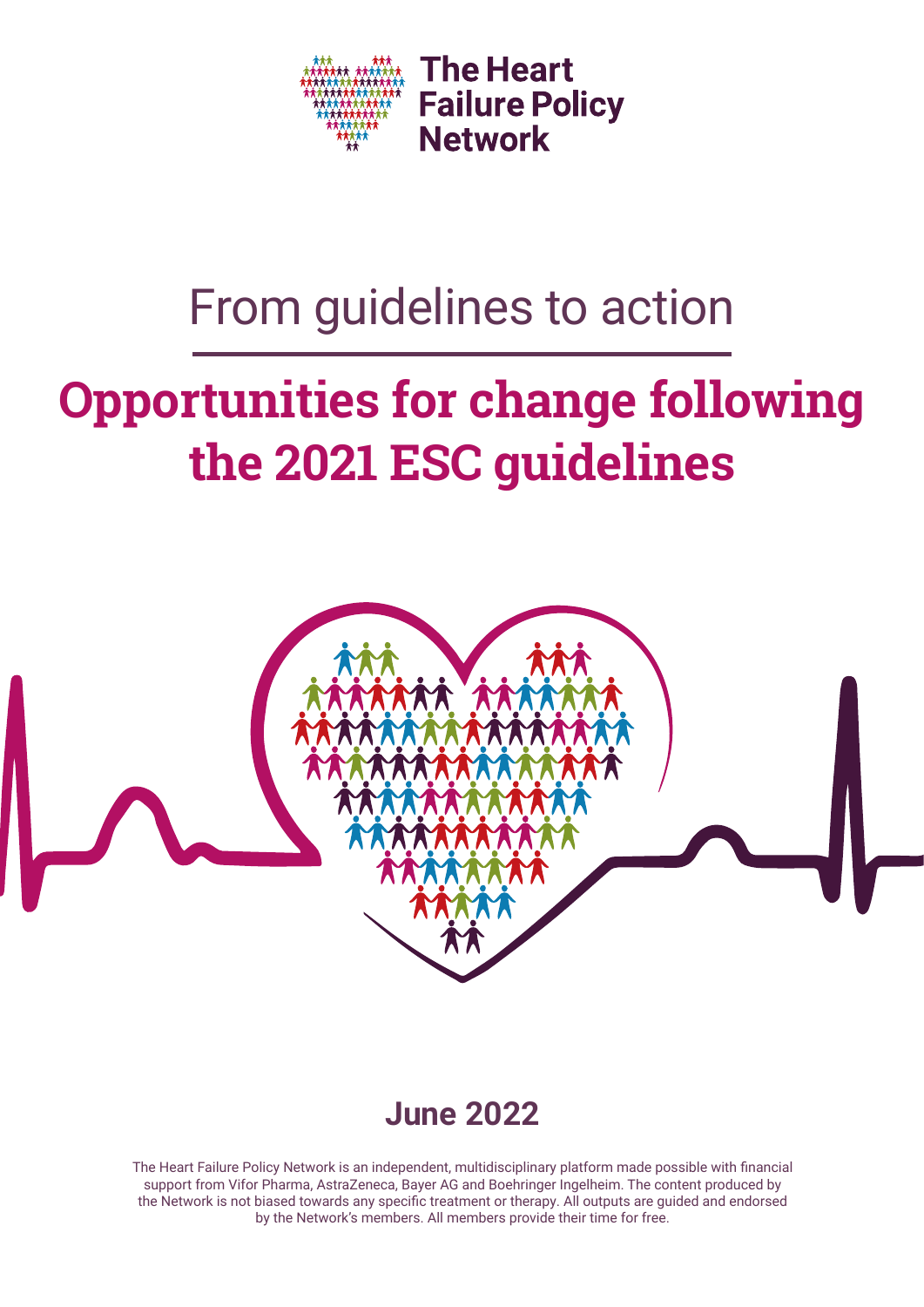The Heart Failure Policy Network

From guidelines to action

# Opportunities for change following the 2021 ESC guidelines

**June 2022**

The Heart Failure Policy Network is an independent, multidisciplinary platform made possible with financial support from Vifor Pharma, AstraZeneca, Bayer AG and Boehringer Ingelheim. The content produced by the Network is not biased towards any specific treatment or therapy. All outputs are guided and endorsed by the Network's members. All members provide their time for free.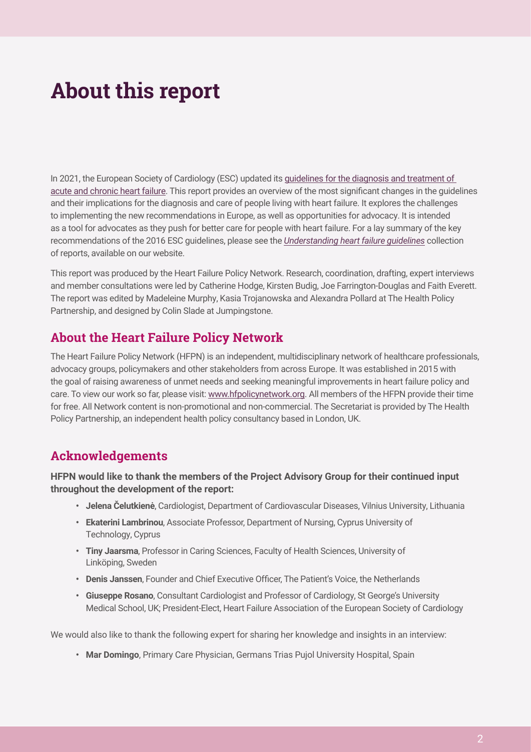# About this report

In 2021, the European Society of Cardiology (ESC) updated its guidelines for the diagnosis and treatment of acute and chronic heart failure. This report provides an overview of the most significant changes in the guidelines and their implications for the diagnosis and care of people living with heart failure. It explores the challenges to implementing the new recommendations in Europe, as well as opportunities for advocacy. It is intended as a tool for advocates as they push for better care for people with heart failure. For a lay summary of the key recommendations of the 2016 ESC guidelines, please see the *Understanding heart failure guidelines* collection of reports, available on our website.

This report was produced by the Heart Failure Policy Network. Research, coordination, drafting, expert interviews and member consultations were led by Catherine Hodge, Kirsten Budig, Joe Farrington-Douglas and Faith Everett. The report was edited by Madeleine Murphy, Kasia Trojanowska and Alexandra Pollard at The Health Policy Partnership, and designed by Colin Slade at Jumpingstone.

## About the Heart Failure Policy Network

The Heart Failure Policy Network (HFPN) is an independent, multidisciplinary network of healthcare professionals, advocacy groups, policymakers and other stakeholders from across Europe. It was established in 2015 with the goal of raising awareness of unmet needs and seeking meaningful improvements in heart failure policy and care. To view our work so far, please visit: www.hfpolicynetwork.org. All members of the HFPN provide their time for free. All Network content is non-promotional and non-commercial. The Secretariat is provided by The Health Policy Partnership, an independent health policy consultancy based in London, UK.

## Acknowledgements

**HFPN would like to thank the members of the Project Advisory Group for their continued input throughout the development of the report:**

- **Jelena Čelutkienė**, Cardiologist, Department of Cardiovascular Diseases, Vilnius University, Lithuania
- **Ekaterini Lambrinou**, Associate Professor, Department of Nursing, Cyprus University of Technology, Cyprus
- **Tiny Jaarsma**, Professor in Caring Sciences, Faculty of Health Sciences, University of Linköping, Sweden
- **Denis Janssen**, Founder and Chief Executive Officer, The Patient's Voice, the Netherlands
- **Giuseppe Rosano**, Consultant Cardiologist and Professor of Cardiology, St George's University Medical School, UK; President-Elect, Heart Failure Association of the European Society of Cardiology

We would also like to thank the following expert for sharing her knowledge and insights in an interview:

- **Mar Domingo**, Primary Care Physician, Germans Trias Pujol University Hospital, Spain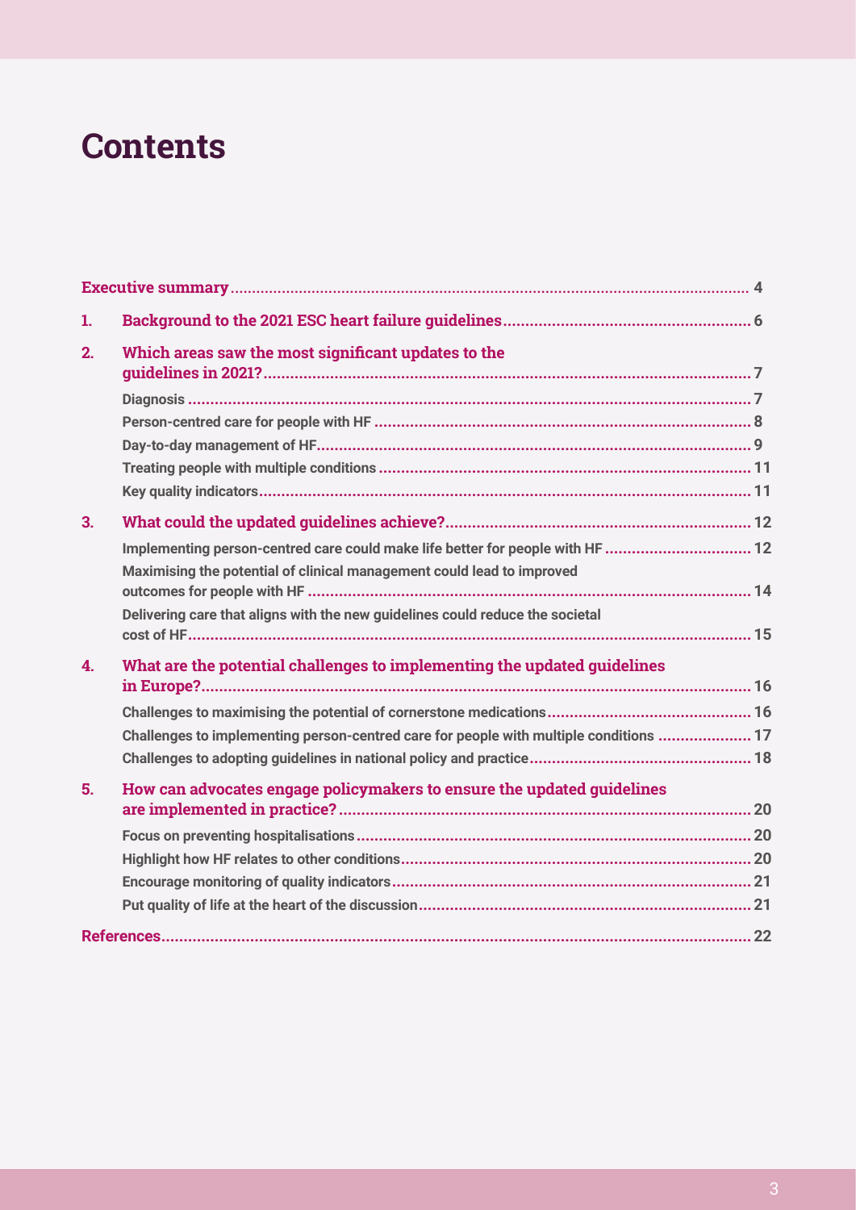# Contents

| | | |
|---|---|---|
| **Executive summary** | | **4** |
| **1.** | **Background to the 2021 ESC heart failure guidelines** | **6** |
| **2.** | **Which areas saw the most significant updates to the guidelines in 2021?** | **7** |
| | Diagnosis | 7 |
| | Person-centred care for people with HF | 8 |
| | Day-to-day management of HF | 9 |
| | Treating people with multiple conditions | 11 |
| | Key quality indicators | 11 |
| **3.** | **What could the updated guidelines achieve?** | **12** |
| | Implementing person-centred care could make life better for people with HF | 12 |
| | Maximising the potential of clinical management could lead to improved outcomes for people with HF | 14 |
| | Delivering care that aligns with the new guidelines could reduce the societal cost of HF | 15 |
| **4.** | **What are the potential challenges to implementing the updated guidelines in Europe?** | **16** |
| | Challenges to maximising the potential of cornerstone medications | 16 |
| | Challenges to implementing person-centred care for people with multiple conditions | 17 |
| | Challenges to adopting guidelines in national policy and practice | 18 |
| **5.** | **How can advocates engage policymakers to ensure the updated guidelines are implemented in practice?** | **20** |
| | Focus on preventing hospitalisations | 20 |
| | Highlight how HF relates to other conditions | 20 |
| | Encourage monitoring of quality indicators | 21 |
| | Put quality of life at the heart of the discussion | 21 |
| **References** | | **22** |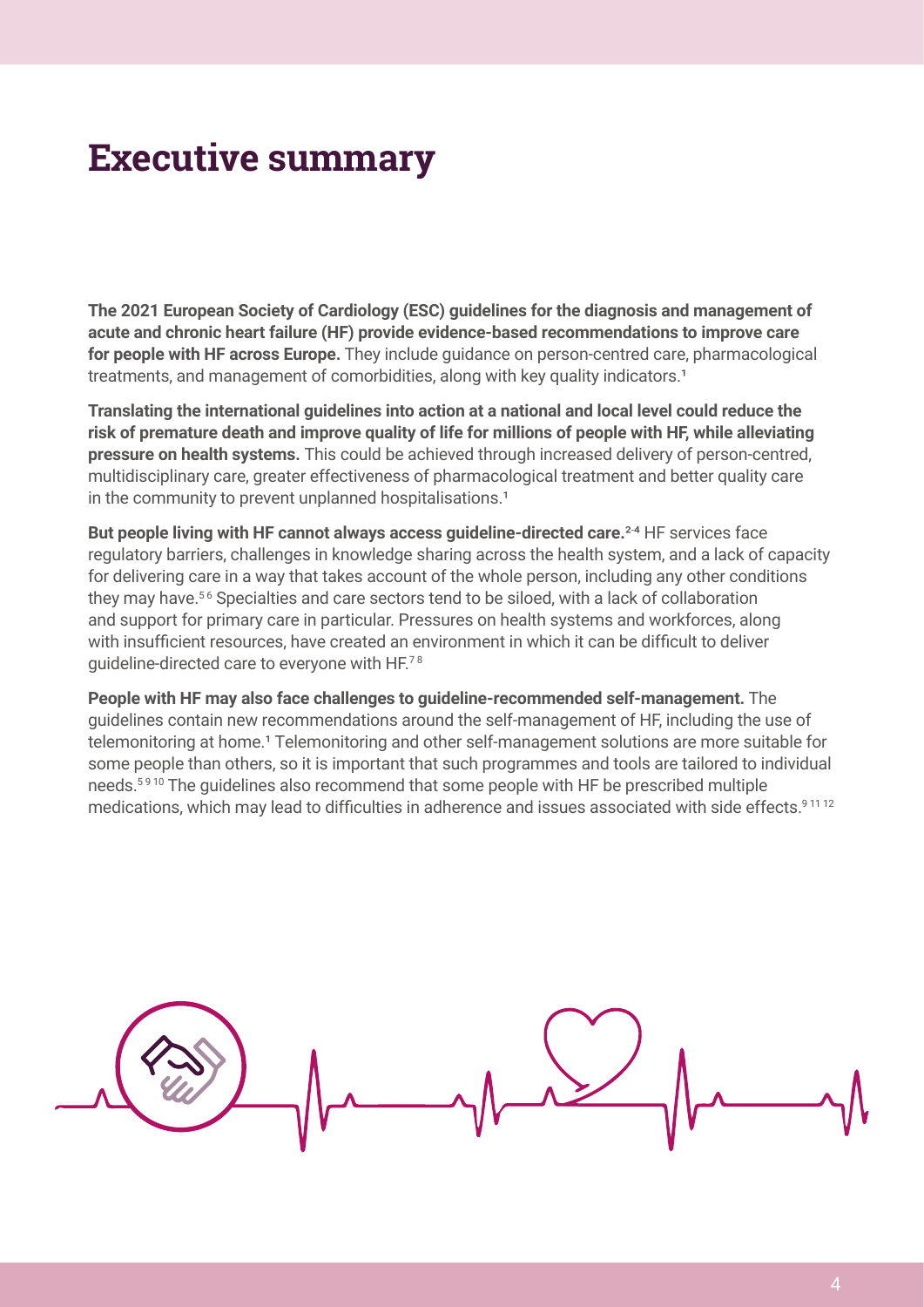# Executive summary

**The 2021 European Society of Cardiology (ESC) guidelines for the diagnosis and management of acute and chronic heart failure (HF) provide evidence-based recommendations to improve care for people with HF across Europe.** They include guidance on person-centred care, pharmacological treatments, and management of comorbidities, along with key quality indicators.[1]

**Translating the international guidelines into action at a national and local level could reduce the risk of premature death and improve quality of life for millions of people with HF, while alleviating pressure on health systems.** This could be achieved through increased delivery of person-centred, multidisciplinary care, greater effectiveness of pharmacological treatment and better quality care in the community to prevent unplanned hospitalisations.[1]

**But people living with HF cannot always access guideline-directed care.**[2-4] HF services face regulatory barriers, challenges in knowledge sharing across the health system, and a lack of capacity for delivering care in a way that takes account of the whole person, including any other conditions they may have.[5,6] Specialties and care sectors tend to be siloed, with a lack of collaboration and support for primary care in particular. Pressures on health systems and workforces, along with insufficient resources, have created an environment in which it can be difficult to deliver guideline-directed care to everyone with HF.[7,8]

**People with HF may also face challenges to guideline-recommended self-management.** The guidelines contain new recommendations around the self-management of HF, including the use of telemonitoring at home.[1] Telemonitoring and other self-management solutions are more suitable for some people than others, so it is important that such programmes and tools are tailored to individual needs.[5,9,10] The guidelines also recommend that some people with HF be prescribed multiple medications, which may lead to difficulties in adherence and issues associated with side effects.[9,11,12]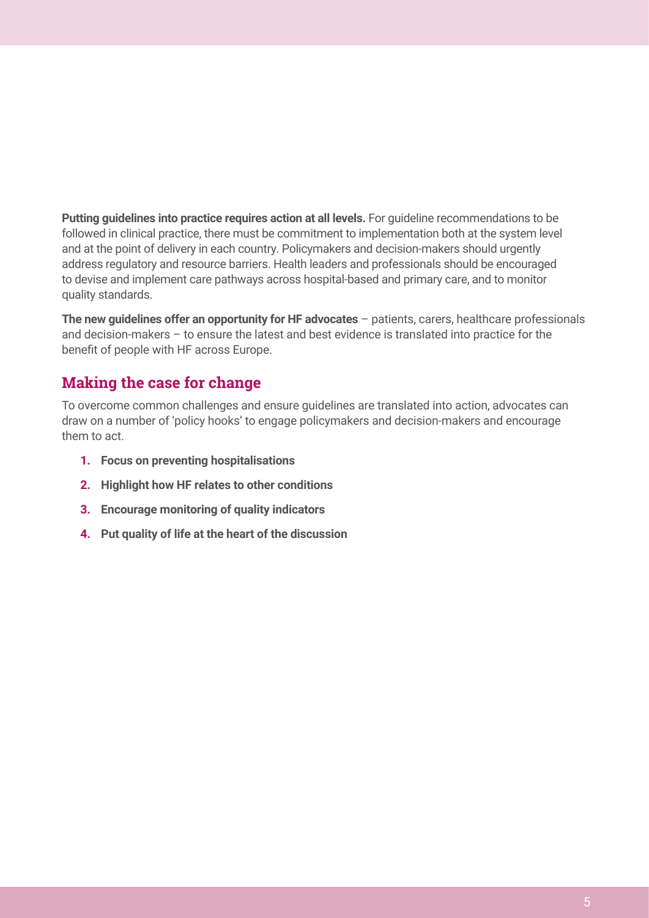**Putting guidelines into practice requires action at all levels.** For guideline recommendations to be followed in clinical practice, there must be commitment to implementation both at the system level and at the point of delivery in each country. Policymakers and decision-makers should urgently address regulatory and resource barriers. Health leaders and professionals should be encouraged to devise and implement care pathways across hospital-based and primary care, and to monitor quality standards.

**The new guidelines offer an opportunity for HF advocates** – patients, carers, healthcare professionals and decision-makers – to ensure the latest and best evidence is translated into practice for the benefit of people with HF across Europe.

## Making the case for change

To overcome common challenges and ensure guidelines are translated into action, advocates can draw on a number of 'policy hooks' to engage policymakers and decision-makers and encourage them to act.

1. **Focus on preventing hospitalisations**
2. **Highlight how HF relates to other conditions**
3. **Encourage monitoring of quality indicators**
4. **Put quality of life at the heart of the discussion**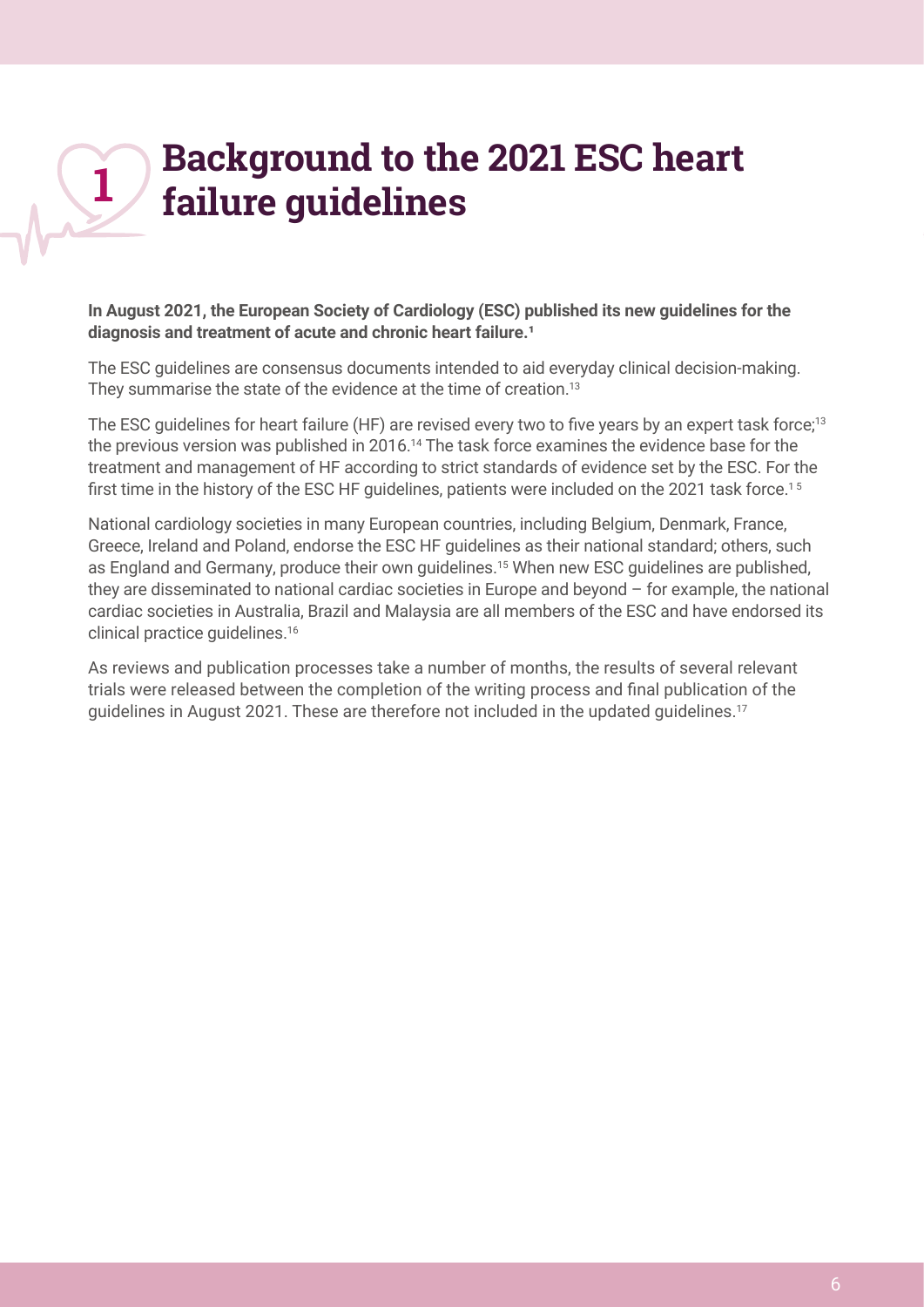# 1 Background to the 2021 ESC heart failure guidelines

**In August 2021, the European Society of Cardiology (ESC) published its new guidelines for the diagnosis and treatment of acute and chronic heart failure.[1]**

The ESC guidelines are consensus documents intended to aid everyday clinical decision-making. They summarise the state of the evidence at the time of creation.[13]

The ESC guidelines for heart failure (HF) are revised every two to five years by an expert task force;[13] the previous version was published in 2016.[14] The task force examines the evidence base for the treatment and management of HF according to strict standards of evidence set by the ESC. For the first time in the history of the ESC HF guidelines, patients were included on the 2021 task force.[1,5]

National cardiology societies in many European countries, including Belgium, Denmark, France, Greece, Ireland and Poland, endorse the ESC HF guidelines as their national standard; others, such as England and Germany, produce their own guidelines.[15] When new ESC guidelines are published, they are disseminated to national cardiac societies in Europe and beyond – for example, the national cardiac societies in Australia, Brazil and Malaysia are all members of the ESC and have endorsed its clinical practice guidelines.[16]

As reviews and publication processes take a number of months, the results of several relevant trials were released between the completion of the writing process and final publication of the guidelines in August 2021. These are therefore not included in the updated guidelines.[17]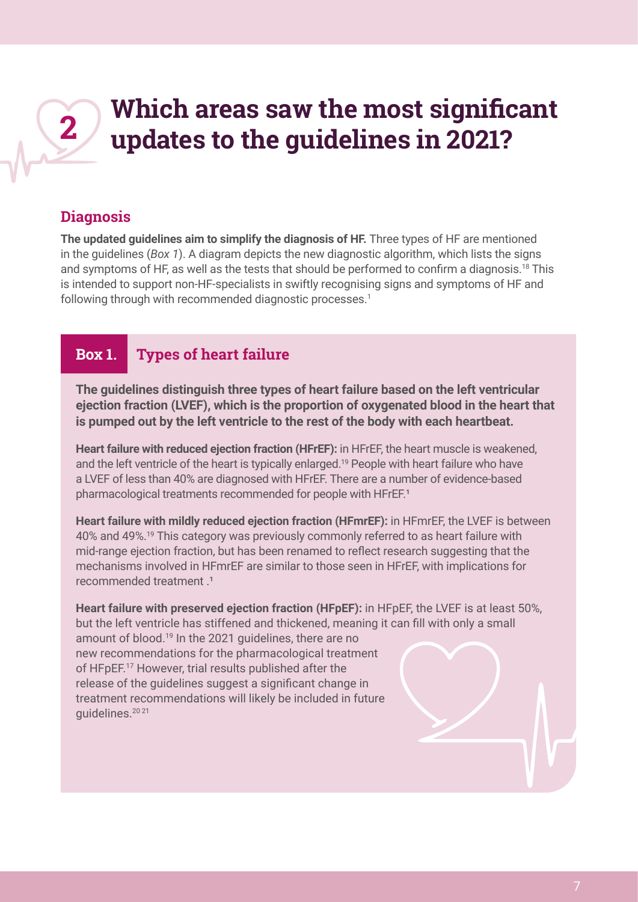# 2 Which areas saw the most significant updates to the guidelines in 2021?

## Diagnosis

**The updated guidelines aim to simplify the diagnosis of HF.** Three types of HF are mentioned in the guidelines (*Box 1*). A diagram depicts the new diagnostic algorithm, which lists the signs and symptoms of HF, as well as the tests that should be performed to confirm a diagnosis.[18] This is intended to support non-HF-specialists in swiftly recognising signs and symptoms of HF and following through with recommended diagnostic processes.[1]

### Box 1. Types of heart failure

**The guidelines distinguish three types of heart failure based on the left ventricular ejection fraction (LVEF), which is the proportion of oxygenated blood in the heart that is pumped out by the left ventricle to the rest of the body with each heartbeat.**

**Heart failure with reduced ejection fraction (HFrEF):** in HFrEF, the heart muscle is weakened, and the left ventricle of the heart is typically enlarged.[19] People with heart failure who have a LVEF of less than 40% are diagnosed with HFrEF. There are a number of evidence-based pharmacological treatments recommended for people with HFrEF.[1]

**Heart failure with mildly reduced ejection fraction (HFmrEF):** in HFmrEF, the LVEF is between 40% and 49%.[19] This category was previously commonly referred to as heart failure with mid-range ejection fraction, but has been renamed to reflect research suggesting that the mechanisms involved in HFmrEF are similar to those seen in HFrEF, with implications for recommended treatment .[1]

**Heart failure with preserved ejection fraction (HFpEF):** in HFpEF, the LVEF is at least 50%, but the left ventricle has stiffened and thickened, meaning it can fill with only a small amount of blood.[19] In the 2021 guidelines, there are no new recommendations for the pharmacological treatment of HFpEF.[17] However, trial results published after the release of the guidelines suggest a significant change in treatment recommendations will likely be included in future guidelines.[20 21]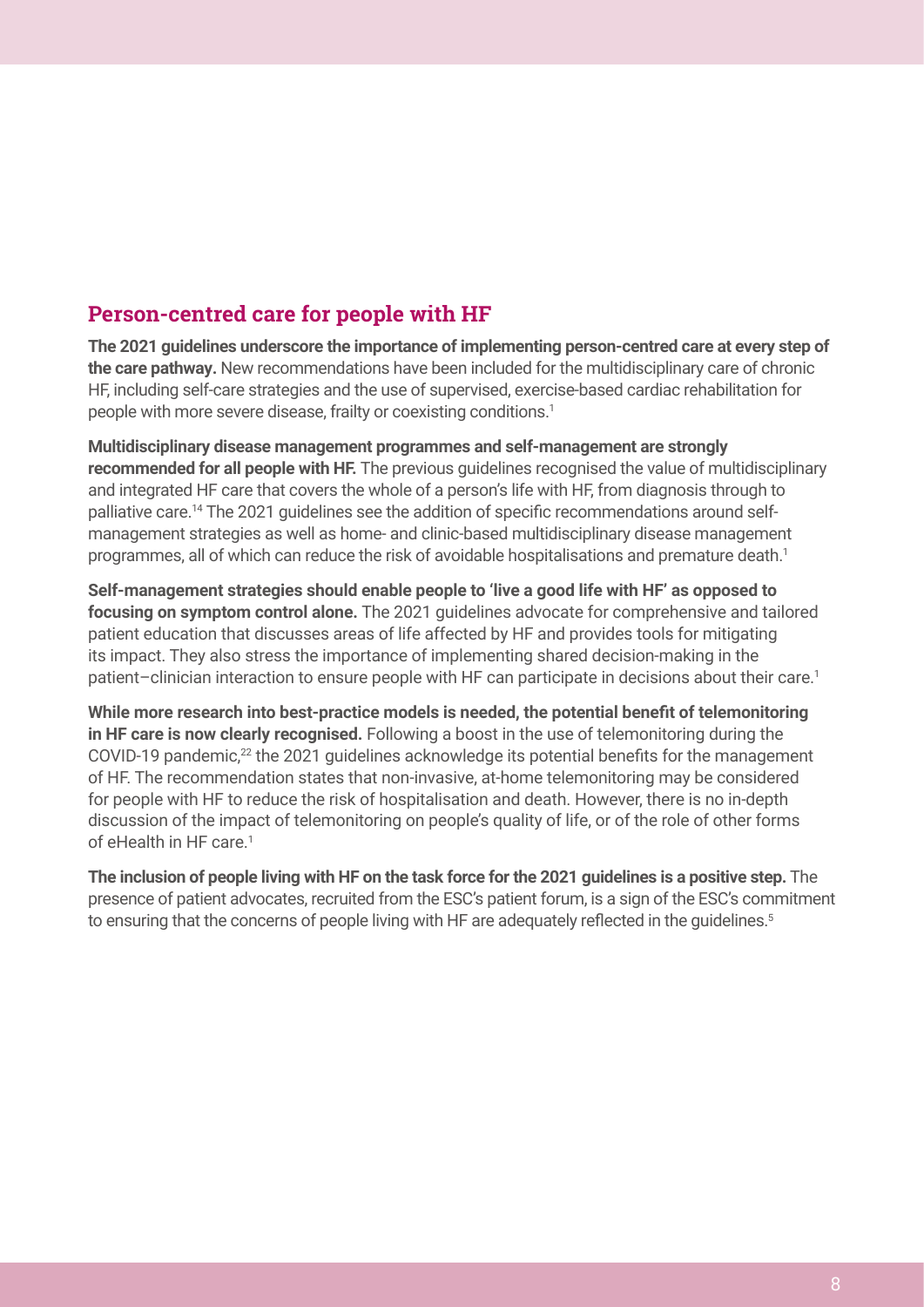## Person-centred care for people with HF

**The 2021 guidelines underscore the importance of implementing person-centred care at every step of the care pathway.** New recommendations have been included for the multidisciplinary care of chronic HF, including self-care strategies and the use of supervised, exercise-based cardiac rehabilitation for people with more severe disease, frailty or coexisting conditions.[1]

**Multidisciplinary disease management programmes and self-management are strongly recommended for all people with HF.** The previous guidelines recognised the value of multidisciplinary and integrated HF care that covers the whole of a person's life with HF, from diagnosis through to palliative care.[14] The 2021 guidelines see the addition of specific recommendations around self-management strategies as well as home- and clinic-based multidisciplinary disease management programmes, all of which can reduce the risk of avoidable hospitalisations and premature death.[1]

**Self-management strategies should enable people to 'live a good life with HF' as opposed to focusing on symptom control alone.** The 2021 guidelines advocate for comprehensive and tailored patient education that discusses areas of life affected by HF and provides tools for mitigating its impact. They also stress the importance of implementing shared decision-making in the patient–clinician interaction to ensure people with HF can participate in decisions about their care.[1]

**While more research into best-practice models is needed, the potential benefit of telemonitoring in HF care is now clearly recognised.** Following a boost in the use of telemonitoring during the COVID-19 pandemic,[22] the 2021 guidelines acknowledge its potential benefits for the management of HF. The recommendation states that non-invasive, at-home telemonitoring may be considered for people with HF to reduce the risk of hospitalisation and death. However, there is no in-depth discussion of the impact of telemonitoring on people's quality of life, or of the role of other forms of eHealth in HF care.[1]

**The inclusion of people living with HF on the task force for the 2021 guidelines is a positive step.** The presence of patient advocates, recruited from the ESC's patient forum, is a sign of the ESC's commitment to ensuring that the concerns of people living with HF are adequately reflected in the guidelines.[5]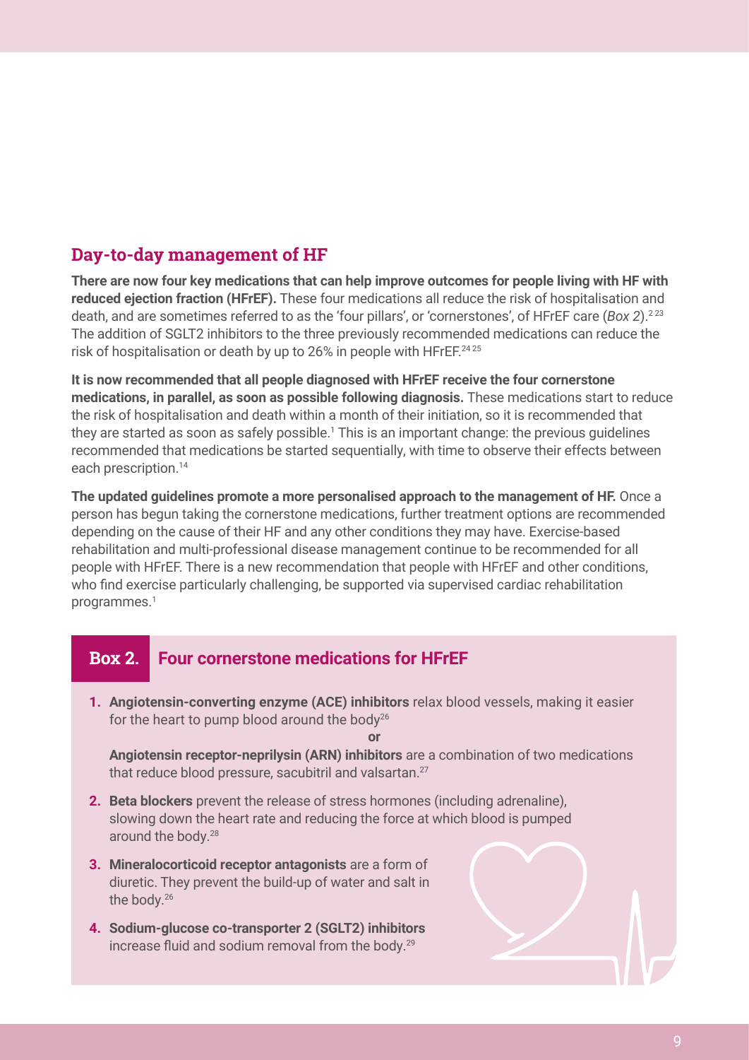## Day-to-day management of HF

**There are now four key medications that can help improve outcomes for people living with HF with reduced ejection fraction (HFrEF).** These four medications all reduce the risk of hospitalisation and death, and are sometimes referred to as the 'four pillars', or 'cornerstones', of HFrEF care (*Box 2*).[2,23] The addition of SGLT2 inhibitors to the three previously recommended medications can reduce the risk of hospitalisation or death by up to 26% in people with HFrEF.[24,25]

**It is now recommended that all people diagnosed with HFrEF receive the four cornerstone medications, in parallel, as soon as possible following diagnosis.** These medications start to reduce the risk of hospitalisation and death within a month of their initiation, so it is recommended that they are started as soon as safely possible.[1] This is an important change: the previous guidelines recommended that medications be started sequentially, with time to observe their effects between each prescription.[14]

**The updated guidelines promote a more personalised approach to the management of HF.** Once a person has begun taking the cornerstone medications, further treatment options are recommended depending on the cause of their HF and any other conditions they may have. Exercise-based rehabilitation and multi-professional disease management continue to be recommended for all people with HFrEF. There is a new recommendation that people with HFrEF and other conditions, who find exercise particularly challenging, be supported via supervised cardiac rehabilitation programmes.[1]

### Box 2. Four cornerstone medications for HFrEF

1. **Angiotensin-converting enzyme (ACE) inhibitors** relax blood vessels, making it easier for the heart to pump blood around the body[26]

   **or**

   **Angiotensin receptor-neprilysin (ARN) inhibitors** are a combination of two medications that reduce blood pressure, sacubitril and valsartan.[27]

2. **Beta blockers** prevent the release of stress hormones (including adrenaline), slowing down the heart rate and reducing the force at which blood is pumped around the body.[28]

3. **Mineralocorticoid receptor antagonists** are a form of diuretic. They prevent the build-up of water and salt in the body.[26]

4. **Sodium-glucose co-transporter 2 (SGLT2) inhibitors** increase fluid and sodium removal from the body.[29]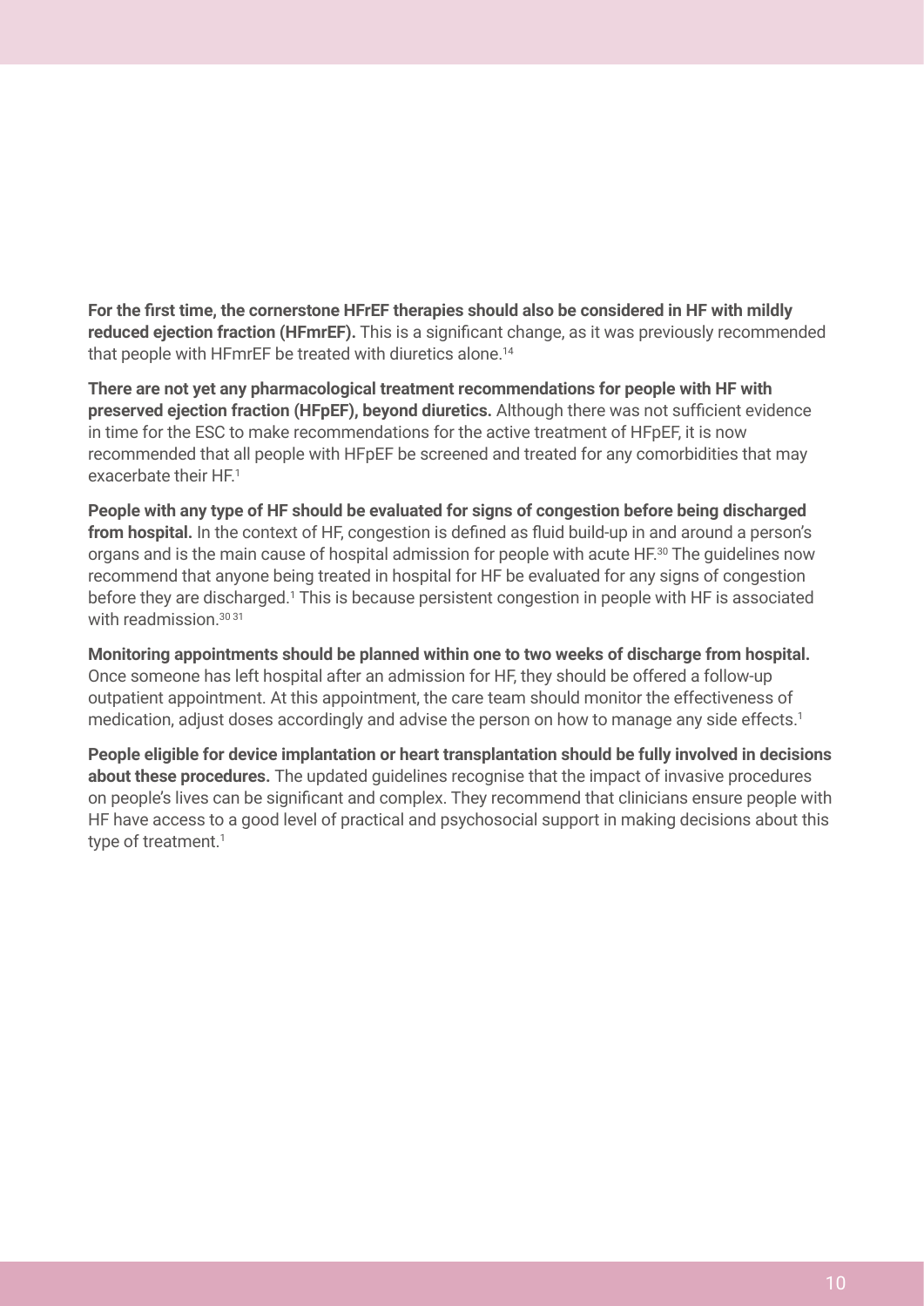**For the first time, the cornerstone HFrEF therapies should also be considered in HF with mildly reduced ejection fraction (HFmrEF).** This is a significant change, as it was previously recommended that people with HFmrEF be treated with diuretics alone.[14]

**There are not yet any pharmacological treatment recommendations for people with HF with preserved ejection fraction (HFpEF), beyond diuretics.** Although there was not sufficient evidence in time for the ESC to make recommendations for the active treatment of HFpEF, it is now recommended that all people with HFpEF be screened and treated for any comorbidities that may exacerbate their HF.[1]

**People with any type of HF should be evaluated for signs of congestion before being discharged from hospital.** In the context of HF, congestion is defined as fluid build-up in and around a person's organs and is the main cause of hospital admission for people with acute HF.[30] The guidelines now recommend that anyone being treated in hospital for HF be evaluated for any signs of congestion before they are discharged.[1] This is because persistent congestion in people with HF is associated with readmission.[30,31]

**Monitoring appointments should be planned within one to two weeks of discharge from hospital.** Once someone has left hospital after an admission for HF, they should be offered a follow-up outpatient appointment. At this appointment, the care team should monitor the effectiveness of medication, adjust doses accordingly and advise the person on how to manage any side effects.[1]

**People eligible for device implantation or heart transplantation should be fully involved in decisions about these procedures.** The updated guidelines recognise that the impact of invasive procedures on people's lives can be significant and complex. They recommend that clinicians ensure people with HF have access to a good level of practical and psychosocial support in making decisions about this type of treatment.[1]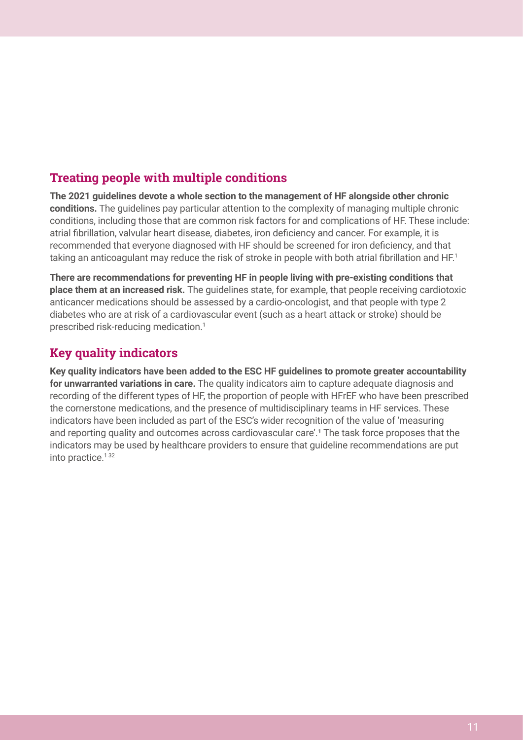## Treating people with multiple conditions

**The 2021 guidelines devote a whole section to the management of HF alongside other chronic conditions.** The guidelines pay particular attention to the complexity of managing multiple chronic conditions, including those that are common risk factors for and complications of HF. These include: atrial fibrillation, valvular heart disease, diabetes, iron deficiency and cancer. For example, it is recommended that everyone diagnosed with HF should be screened for iron deficiency, and that taking an anticoagulant may reduce the risk of stroke in people with both atrial fibrillation and HF.[1]

**There are recommendations for preventing HF in people living with pre-existing conditions that place them at an increased risk.** The guidelines state, for example, that people receiving cardiotoxic anticancer medications should be assessed by a cardio-oncologist, and that people with type 2 diabetes who are at risk of a cardiovascular event (such as a heart attack or stroke) should be prescribed risk-reducing medication.[1]

## Key quality indicators

**Key quality indicators have been added to the ESC HF guidelines to promote greater accountability for unwarranted variations in care.** The quality indicators aim to capture adequate diagnosis and recording of the different types of HF, the proportion of people with HFrEF who have been prescribed the cornerstone medications, and the presence of multidisciplinary teams in HF services. These indicators have been included as part of the ESC's wider recognition of the value of 'measuring and reporting quality and outcomes across cardiovascular care'.[1] The task force proposes that the indicators may be used by healthcare providers to ensure that guideline recommendations are put into practice.[1,32]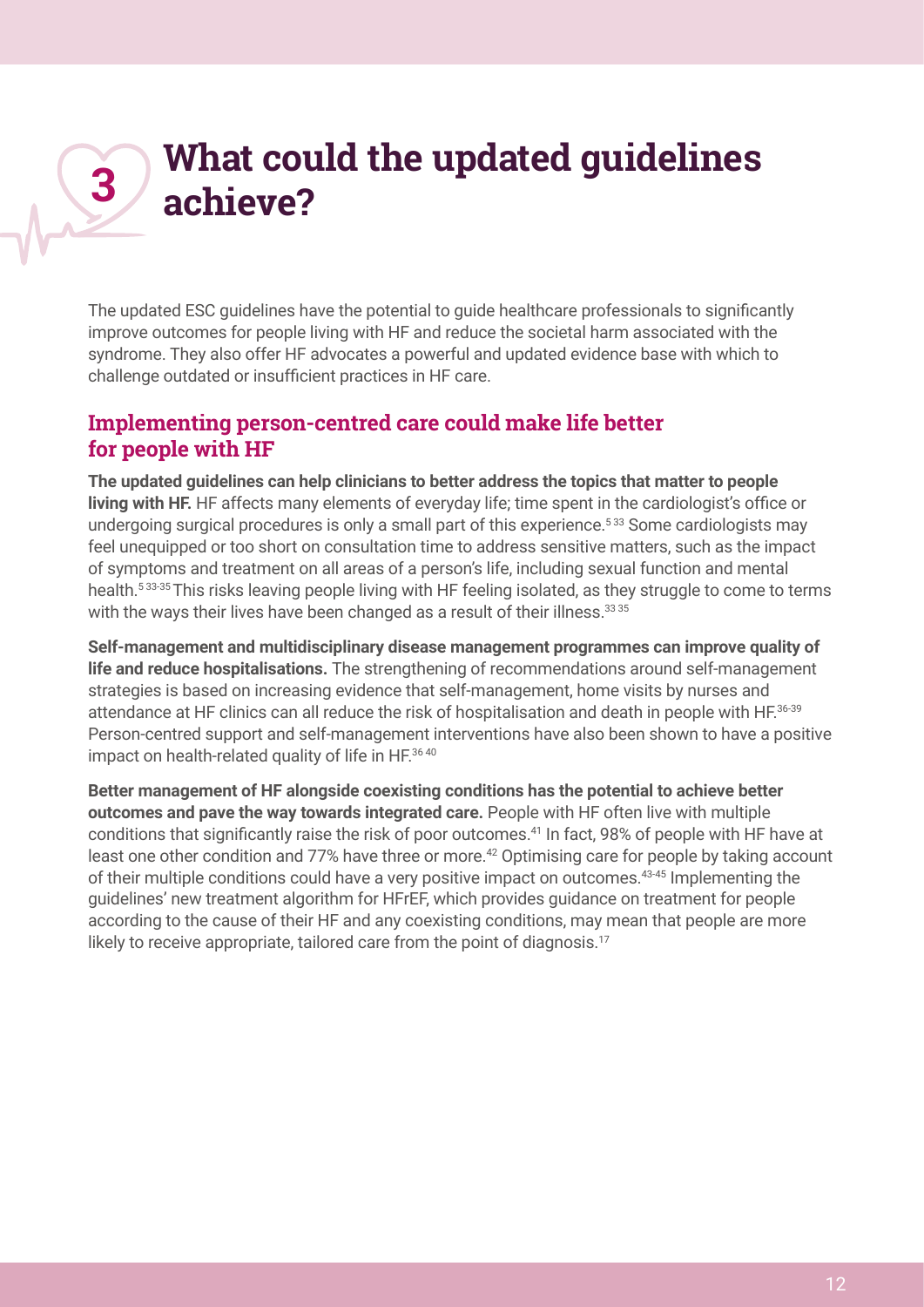# 3 What could the updated guidelines achieve?

The updated ESC guidelines have the potential to guide healthcare professionals to significantly improve outcomes for people living with HF and reduce the societal harm associated with the syndrome. They also offer HF advocates a powerful and updated evidence base with which to challenge outdated or insufficient practices in HF care.

## Implementing person-centred care could make life better for people with HF

**The updated guidelines can help clinicians to better address the topics that matter to people living with HF.** HF affects many elements of everyday life; time spent in the cardiologist's office or undergoing surgical procedures is only a small part of this experience.[5 33] Some cardiologists may feel unequipped or too short on consultation time to address sensitive matters, such as the impact of symptoms and treatment on all areas of a person's life, including sexual function and mental health.[5 33-35] This risks leaving people living with HF feeling isolated, as they struggle to come to terms with the ways their lives have been changed as a result of their illness.[33 35]

**Self-management and multidisciplinary disease management programmes can improve quality of life and reduce hospitalisations.** The strengthening of recommendations around self-management strategies is based on increasing evidence that self-management, home visits by nurses and attendance at HF clinics can all reduce the risk of hospitalisation and death in people with HF.[36-39] Person-centred support and self-management interventions have also been shown to have a positive impact on health-related quality of life in HF.[36 40]

**Better management of HF alongside coexisting conditions has the potential to achieve better outcomes and pave the way towards integrated care.** People with HF often live with multiple conditions that significantly raise the risk of poor outcomes.[41] In fact, 98% of people with HF have at least one other condition and 77% have three or more.[42] Optimising care for people by taking account of their multiple conditions could have a very positive impact on outcomes.[43-45] Implementing the guidelines' new treatment algorithm for HFrEF, which provides guidance on treatment for people according to the cause of their HF and any coexisting conditions, may mean that people are more likely to receive appropriate, tailored care from the point of diagnosis.[17]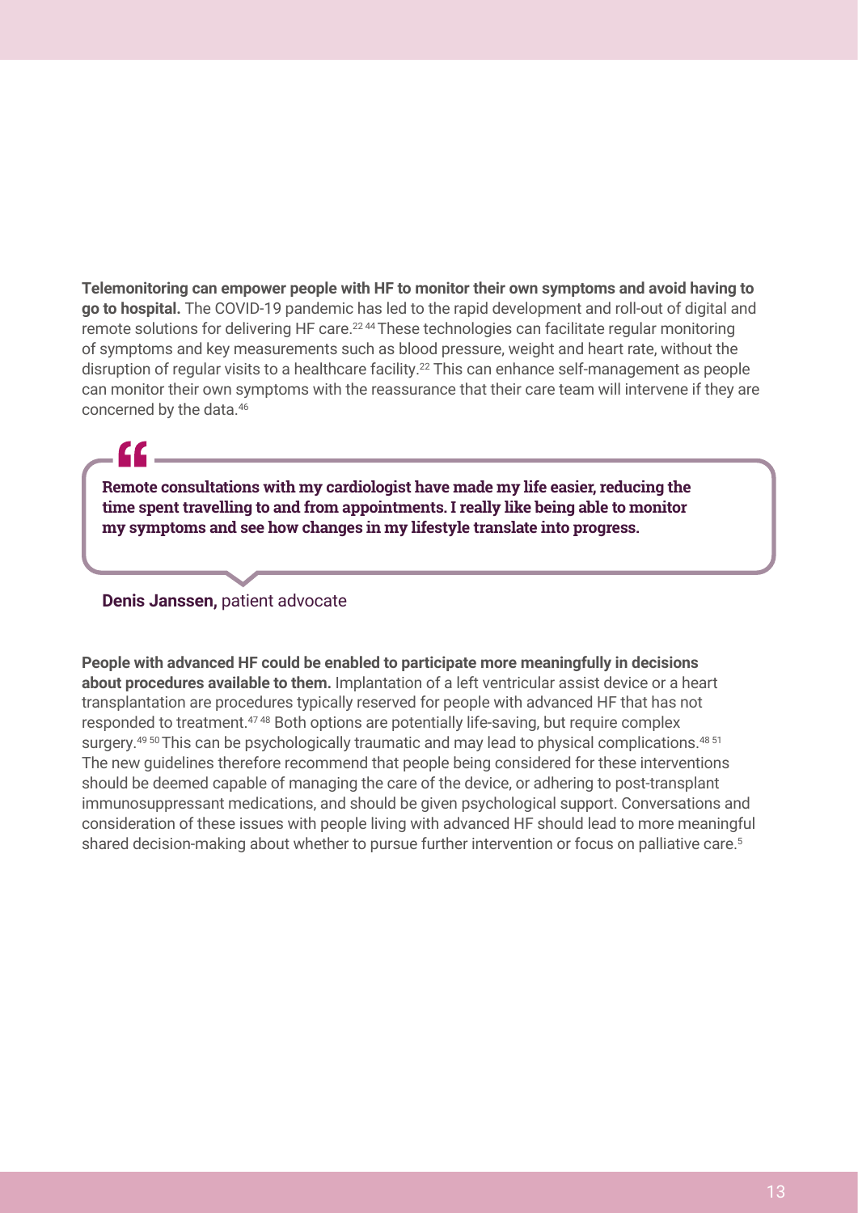**Telemonitoring can empower people with HF to monitor their own symptoms and avoid having to go to hospital.** The COVID-19 pandemic has led to the rapid development and roll-out of digital and remote solutions for delivering HF care.[22 44] These technologies can facilitate regular monitoring of symptoms and key measurements such as blood pressure, weight and heart rate, without the disruption of regular visits to a healthcare facility.[22] This can enhance self-management as people can monitor their own symptoms with the reassurance that their care team will intervene if they are concerned by the data.[46]

> **Remote consultations with my cardiologist have made my life easier, reducing the time spent travelling to and from appointments. I really like being able to monitor my symptoms and see how changes in my lifestyle translate into progress.**
>
> **Denis Janssen,** patient advocate

**People with advanced HF could be enabled to participate more meaningfully in decisions about procedures available to them.** Implantation of a left ventricular assist device or a heart transplantation are procedures typically reserved for people with advanced HF that has not responded to treatment.[47 48] Both options are potentially life-saving, but require complex surgery.[49 50] This can be psychologically traumatic and may lead to physical complications.[48 51] The new guidelines therefore recommend that people being considered for these interventions should be deemed capable of managing the care of the device, or adhering to post-transplant immunosuppressant medications, and should be given psychological support. Conversations and consideration of these issues with people living with advanced HF should lead to more meaningful shared decision-making about whether to pursue further intervention or focus on palliative care.[5]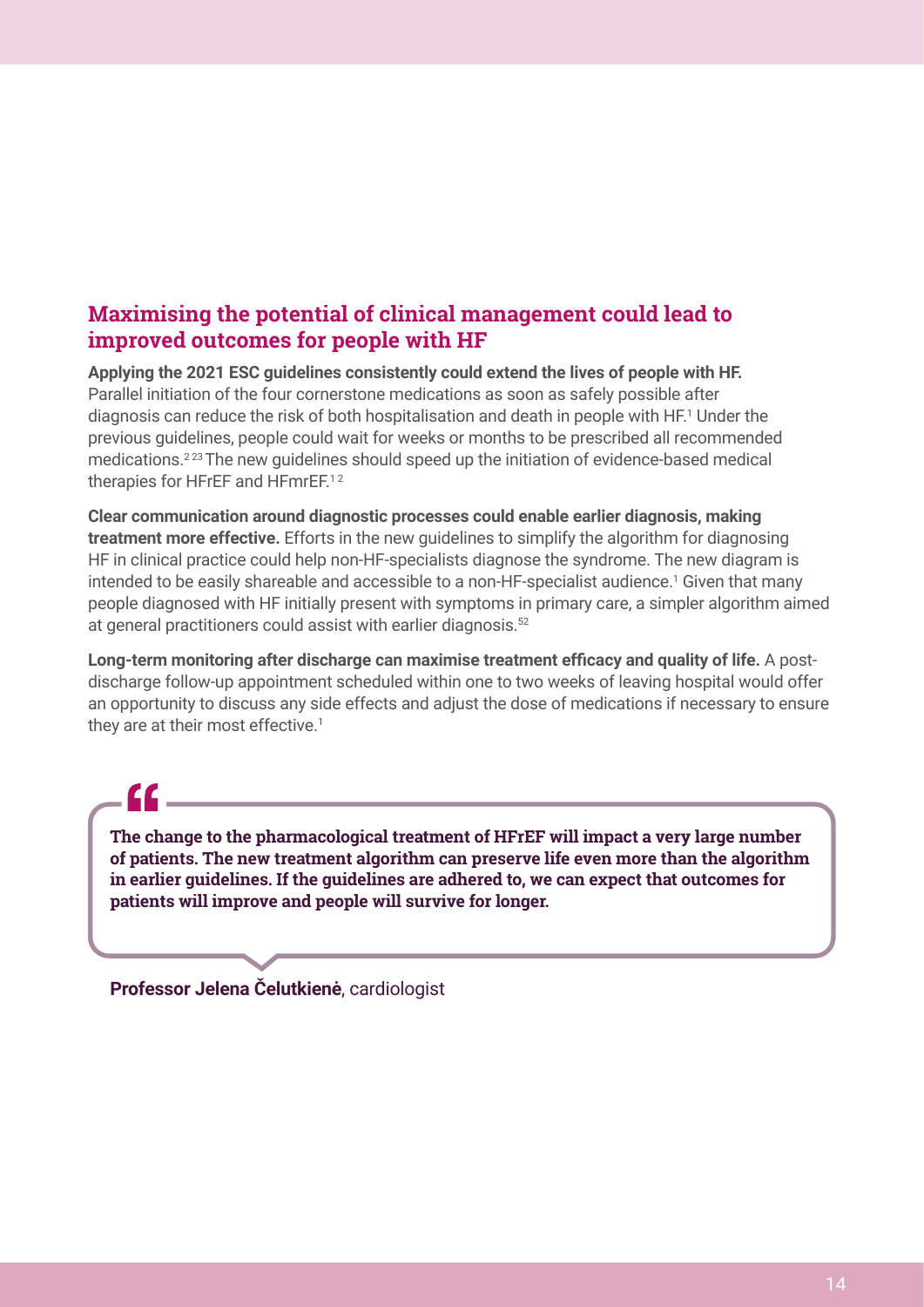## Maximising the potential of clinical management could lead to improved outcomes for people with HF

**Applying the 2021 ESC guidelines consistently could extend the lives of people with HF.** Parallel initiation of the four cornerstone medications as soon as safely possible after diagnosis can reduce the risk of both hospitalisation and death in people with HF.[1] Under the previous guidelines, people could wait for weeks or months to be prescribed all recommended medications.[2 23] The new guidelines should speed up the initiation of evidence-based medical therapies for HFrEF and HFmrEF.[1 2]

**Clear communication around diagnostic processes could enable earlier diagnosis, making treatment more effective.** Efforts in the new guidelines to simplify the algorithm for diagnosing HF in clinical practice could help non-HF-specialists diagnose the syndrome. The new diagram is intended to be easily shareable and accessible to a non-HF-specialist audience.[1] Given that many people diagnosed with HF initially present with symptoms in primary care, a simpler algorithm aimed at general practitioners could assist with earlier diagnosis.[52]

**Long-term monitoring after discharge can maximise treatment efficacy and quality of life.** A post-discharge follow-up appointment scheduled within one to two weeks of leaving hospital would offer an opportunity to discuss any side effects and adjust the dose of medications if necessary to ensure they are at their most effective.[1]

> **The change to the pharmacological treatment of HFrEF will impact a very large number of patients. The new treatment algorithm can preserve life even more than the algorithm in earlier guidelines. If the guidelines are adhered to, we can expect that outcomes for patients will improve and people will survive for longer.**

**Professor Jelena Čelutkienė**, cardiologist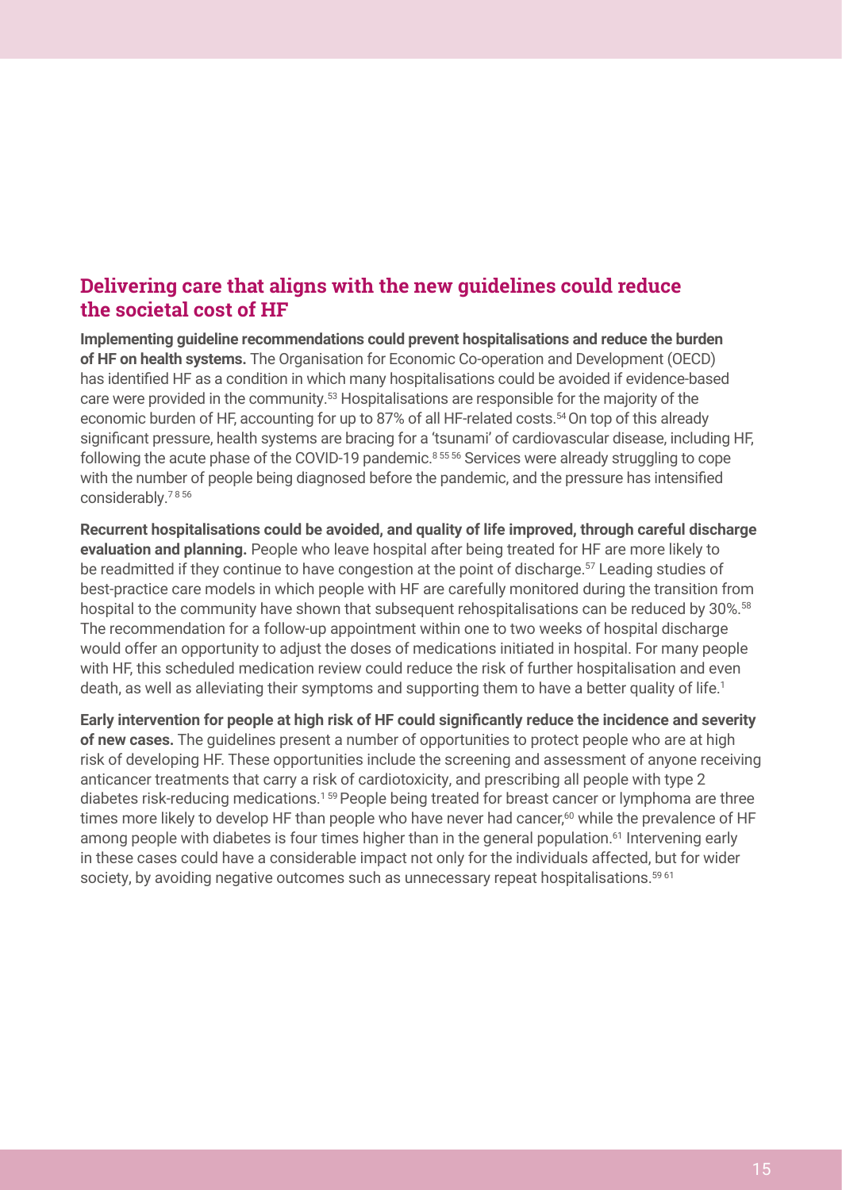## Delivering care that aligns with the new guidelines could reduce the societal cost of HF

**Implementing guideline recommendations could prevent hospitalisations and reduce the burden of HF on health systems.** The Organisation for Economic Co-operation and Development (OECD) has identified HF as a condition in which many hospitalisations could be avoided if evidence-based care were provided in the community.[53] Hospitalisations are responsible for the majority of the economic burden of HF, accounting for up to 87% of all HF-related costs.[54] On top of this already significant pressure, health systems are bracing for a 'tsunami' of cardiovascular disease, including HF, following the acute phase of the COVID-19 pandemic.[8 55 56] Services were already struggling to cope with the number of people being diagnosed before the pandemic, and the pressure has intensified considerably.[7 8 56]

**Recurrent hospitalisations could be avoided, and quality of life improved, through careful discharge evaluation and planning.** People who leave hospital after being treated for HF are more likely to be readmitted if they continue to have congestion at the point of discharge.[57] Leading studies of best-practice care models in which people with HF are carefully monitored during the transition from hospital to the community have shown that subsequent rehospitalisations can be reduced by 30%.[58] The recommendation for a follow-up appointment within one to two weeks of hospital discharge would offer an opportunity to adjust the doses of medications initiated in hospital. For many people with HF, this scheduled medication review could reduce the risk of further hospitalisation and even death, as well as alleviating their symptoms and supporting them to have a better quality of life.[1]

**Early intervention for people at high risk of HF could significantly reduce the incidence and severity of new cases.** The guidelines present a number of opportunities to protect people who are at high risk of developing HF. These opportunities include the screening and assessment of anyone receiving anticancer treatments that carry a risk of cardiotoxicity, and prescribing all people with type 2 diabetes risk-reducing medications.[1 59] People being treated for breast cancer or lymphoma are three times more likely to develop HF than people who have never had cancer,[60] while the prevalence of HF among people with diabetes is four times higher than in the general population.[61] Intervening early in these cases could have a considerable impact not only for the individuals affected, but for wider society, by avoiding negative outcomes such as unnecessary repeat hospitalisations.[59 61]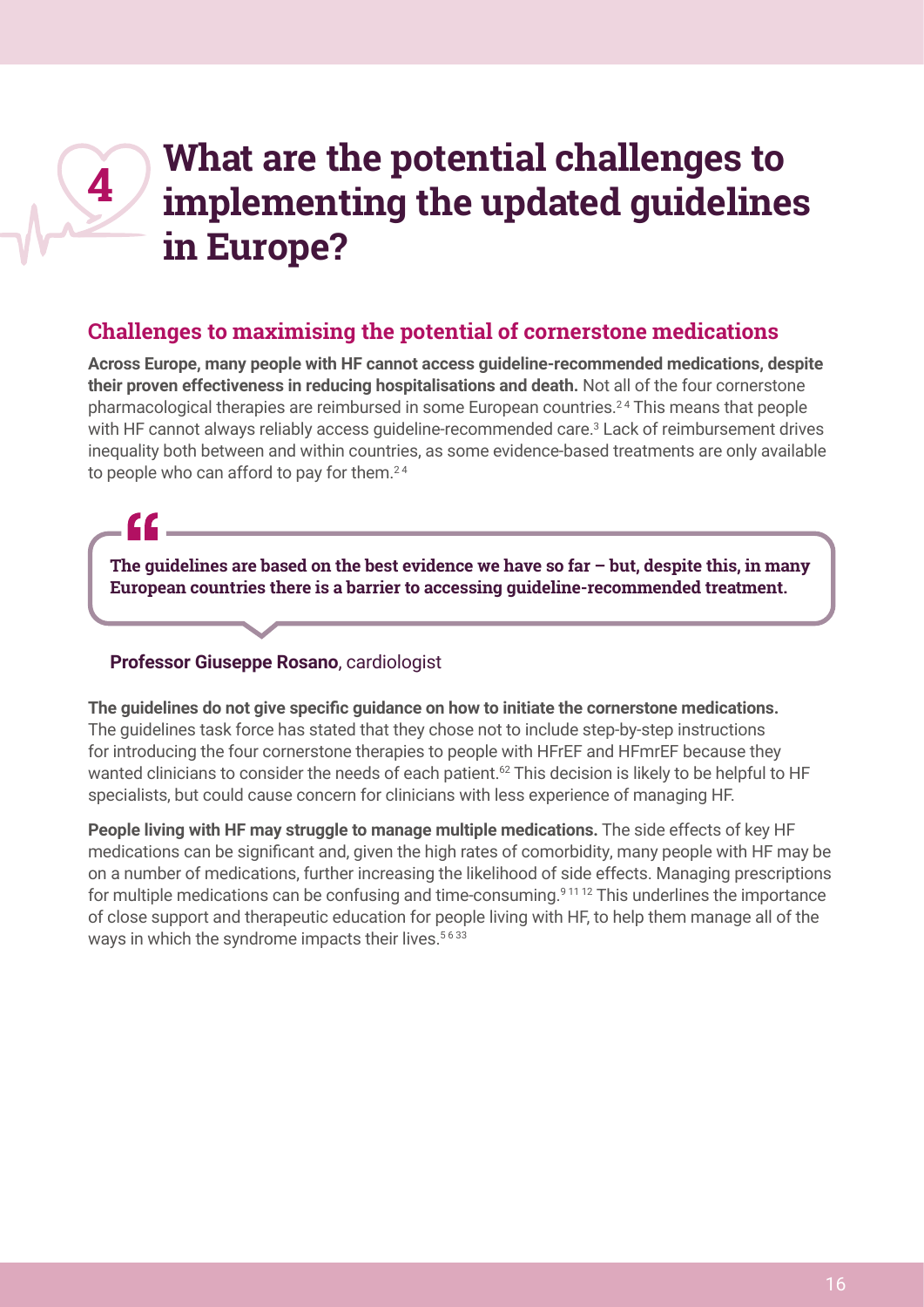# 4 What are the potential challenges to implementing the updated guidelines in Europe?

## Challenges to maximising the potential of cornerstone medications

**Across Europe, many people with HF cannot access guideline-recommended medications, despite their proven effectiveness in reducing hospitalisations and death.** Not all of the four cornerstone pharmacological therapies are reimbursed in some European countries.[2,4] This means that people with HF cannot always reliably access guideline-recommended care.[3] Lack of reimbursement drives inequality both between and within countries, as some evidence-based treatments are only available to people who can afford to pay for them.[2,4]

> **The guidelines are based on the best evidence we have so far – but, despite this, in many European countries there is a barrier to accessing guideline-recommended treatment.**

**Professor Giuseppe Rosano**, cardiologist

**The guidelines do not give specific guidance on how to initiate the cornerstone medications.** The guidelines task force has stated that they chose not to include step-by-step instructions for introducing the four cornerstone therapies to people with HFrEF and HFmrEF because they wanted clinicians to consider the needs of each patient.[62] This decision is likely to be helpful to HF specialists, but could cause concern for clinicians with less experience of managing HF.

**People living with HF may struggle to manage multiple medications.** The side effects of key HF medications can be significant and, given the high rates of comorbidity, many people with HF may be on a number of medications, further increasing the likelihood of side effects. Managing prescriptions for multiple medications can be confusing and time-consuming.[9,11,12] This underlines the importance of close support and therapeutic education for people living with HF, to help them manage all of the ways in which the syndrome impacts their lives.[5,6,33]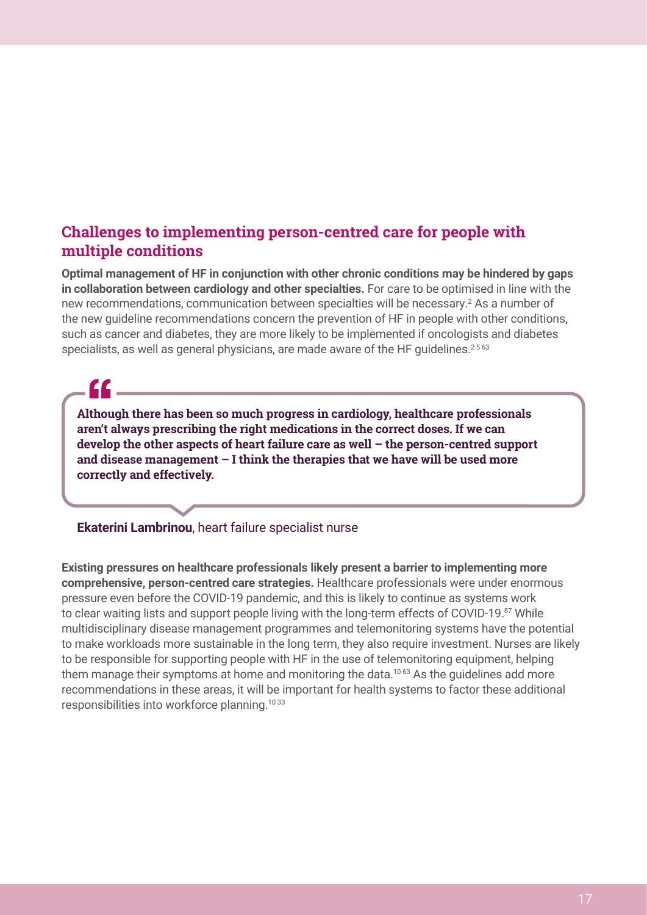## Challenges to implementing person-centred care for people with multiple conditions

**Optimal management of HF in conjunction with other chronic conditions may be hindered by gaps in collaboration between cardiology and other specialties.** For care to be optimised in line with the new recommendations, communication between specialties will be necessary.[2] As a number of the new guideline recommendations concern the prevention of HF in people with other conditions, such as cancer and diabetes, they are more likely to be implemented if oncologists and diabetes specialists, as well as general physicians, are made aware of the HF guidelines.[2 5 63]

> **Although there has been so much progress in cardiology, healthcare professionals aren't always prescribing the right medications in the correct doses. If we can develop the other aspects of heart failure care as well – the person-centred support and disease management – I think the therapies that we have will be used more correctly and effectively.**

**Ekaterini Lambrinou**, heart failure specialist nurse

**Existing pressures on healthcare professionals likely present a barrier to implementing more comprehensive, person-centred care strategies.** Healthcare professionals were under enormous pressure even before the COVID-19 pandemic, and this is likely to continue as systems work to clear waiting lists and support people living with the long-term effects of COVID-19.[87] While multidisciplinary disease management programmes and telemonitoring systems have the potential to make workloads more sustainable in the long term, they also require investment. Nurses are likely to be responsible for supporting people with HF in the use of telemonitoring equipment, helping them manage their symptoms at home and monitoring the data.[10 63] As the guidelines add more recommendations in these areas, it will be important for health systems to factor these additional responsibilities into workforce planning.[10 33]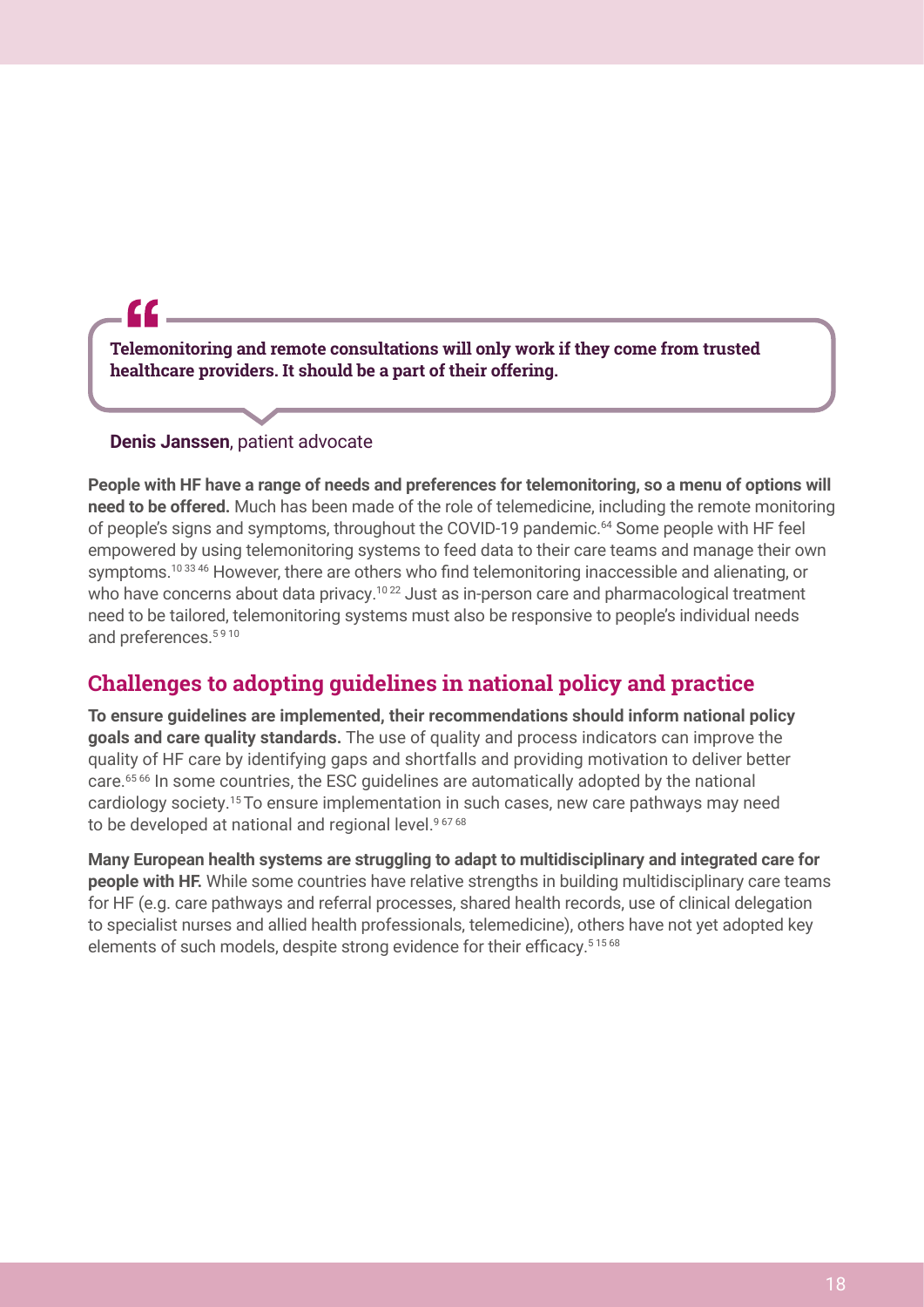> **Telemonitoring and remote consultations will only work if they come from trusted healthcare providers. It should be a part of their offering.**
>
> **Denis Janssen**, patient advocate

**People with HF have a range of needs and preferences for telemonitoring, so a menu of options will need to be offered.** Much has been made of the role of telemedicine, including the remote monitoring of people's signs and symptoms, throughout the COVID-19 pandemic.[64] Some people with HF feel empowered by using telemonitoring systems to feed data to their care teams and manage their own symptoms.[10,33,46] However, there are others who find telemonitoring inaccessible and alienating, or who have concerns about data privacy.[10,22] Just as in-person care and pharmacological treatment need to be tailored, telemonitoring systems must also be responsive to people's individual needs and preferences.[5,9,10]

## Challenges to adopting guidelines in national policy and practice

**To ensure guidelines are implemented, their recommendations should inform national policy goals and care quality standards.** The use of quality and process indicators can improve the quality of HF care by identifying gaps and shortfalls and providing motivation to deliver better care.[65,66] In some countries, the ESC guidelines are automatically adopted by the national cardiology society.[15] To ensure implementation in such cases, new care pathways may need to be developed at national and regional level.[9,67,68]

**Many European health systems are struggling to adapt to multidisciplinary and integrated care for people with HF.** While some countries have relative strengths in building multidisciplinary care teams for HF (e.g. care pathways and referral processes, shared health records, use of clinical delegation to specialist nurses and allied health professionals, telemedicine), others have not yet adopted key elements of such models, despite strong evidence for their efficacy.[5,15,68]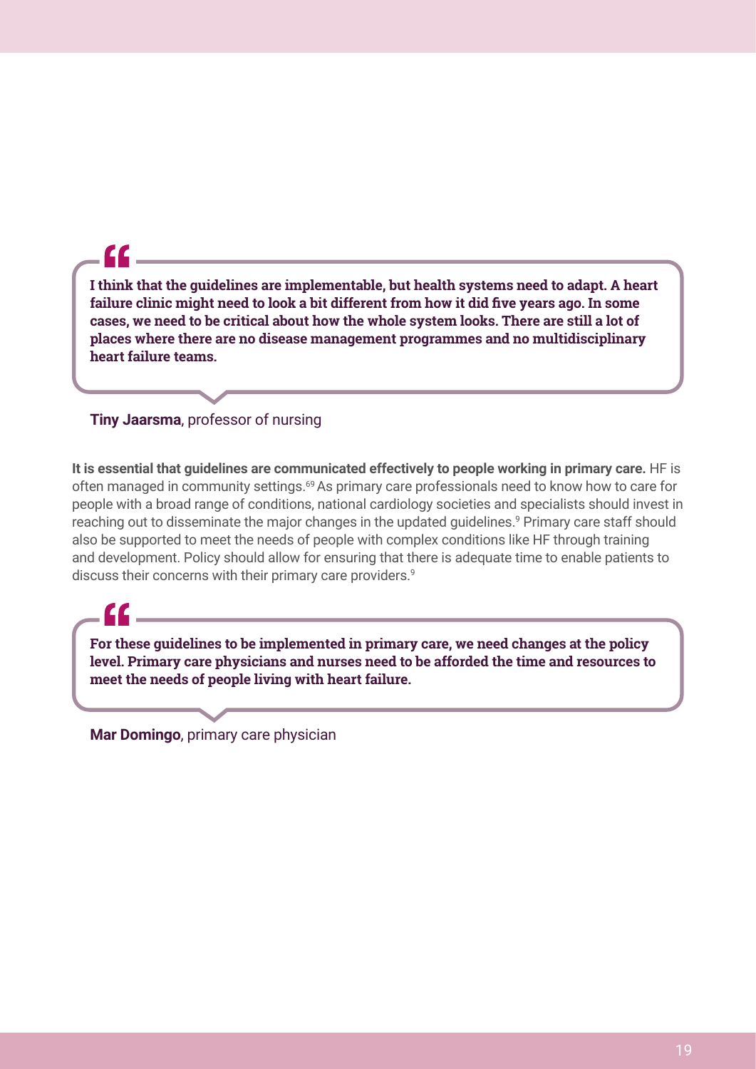> **I think that the guidelines are implementable, but health systems need to adapt. A heart failure clinic might need to look a bit different from how it did five years ago. In some cases, we need to be critical about how the whole system looks. There are still a lot of places where there are no disease management programmes and no multidisciplinary heart failure teams.**

**Tiny Jaarsma**, professor of nursing

**It is essential that guidelines are communicated effectively to people working in primary care.** HF is often managed in community settings.[69] As primary care professionals need to know how to care for people with a broad range of conditions, national cardiology societies and specialists should invest in reaching out to disseminate the major changes in the updated guidelines.[9] Primary care staff should also be supported to meet the needs of people with complex conditions like HF through training and development. Policy should allow for ensuring that there is adequate time to enable patients to discuss their concerns with their primary care providers.[9]

> **For these guidelines to be implemented in primary care, we need changes at the policy level. Primary care physicians and nurses need to be afforded the time and resources to meet the needs of people living with heart failure.**

**Mar Domingo**, primary care physician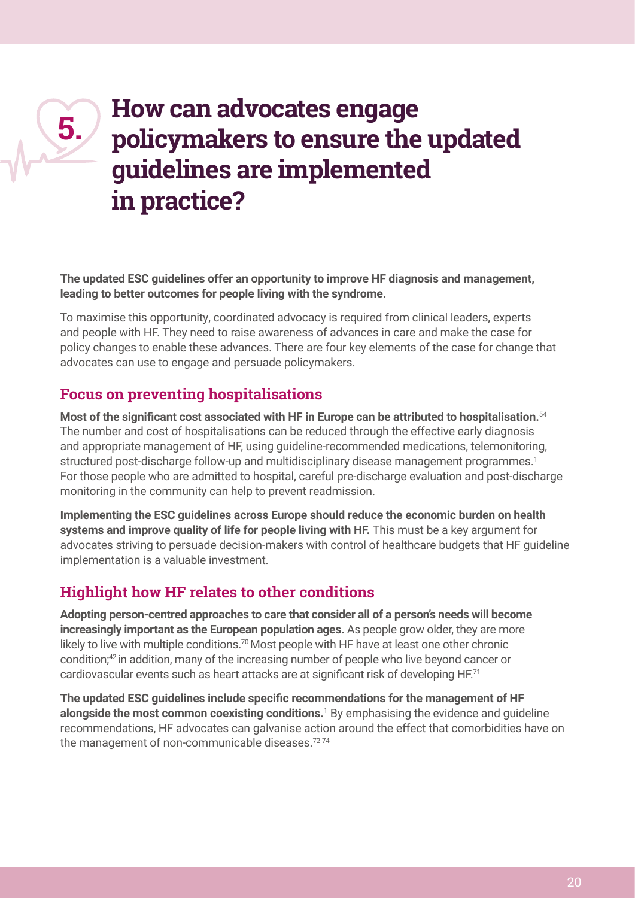# 5. How can advocates engage policymakers to ensure the updated guidelines are implemented in practice?

**The updated ESC guidelines offer an opportunity to improve HF diagnosis and management, leading to better outcomes for people living with the syndrome.**

To maximise this opportunity, coordinated advocacy is required from clinical leaders, experts and people with HF. They need to raise awareness of advances in care and make the case for policy changes to enable these advances. There are four key elements of the case for change that advocates can use to engage and persuade policymakers.

## Focus on preventing hospitalisations

**Most of the significant cost associated with HF in Europe can be attributed to hospitalisation.**[54] The number and cost of hospitalisations can be reduced through the effective early diagnosis and appropriate management of HF, using guideline-recommended medications, telemonitoring, structured post-discharge follow-up and multidisciplinary disease management programmes.[1] For those people who are admitted to hospital, careful pre-discharge evaluation and post-discharge monitoring in the community can help to prevent readmission.

**Implementing the ESC guidelines across Europe should reduce the economic burden on health systems and improve quality of life for people living with HF.** This must be a key argument for advocates striving to persuade decision-makers with control of healthcare budgets that HF guideline implementation is a valuable investment.

## Highlight how HF relates to other conditions

**Adopting person-centred approaches to care that consider all of a person's needs will become increasingly important as the European population ages.** As people grow older, they are more likely to live with multiple conditions.[70] Most people with HF have at least one other chronic condition;[42] in addition, many of the increasing number of people who live beyond cancer or cardiovascular events such as heart attacks are at significant risk of developing HF.[71]

**The updated ESC guidelines include specific recommendations for the management of HF alongside the most common coexisting conditions.**[1] By emphasising the evidence and guideline recommendations, HF advocates can galvanise action around the effect that comorbidities have on the management of non-communicable diseases.[72-74]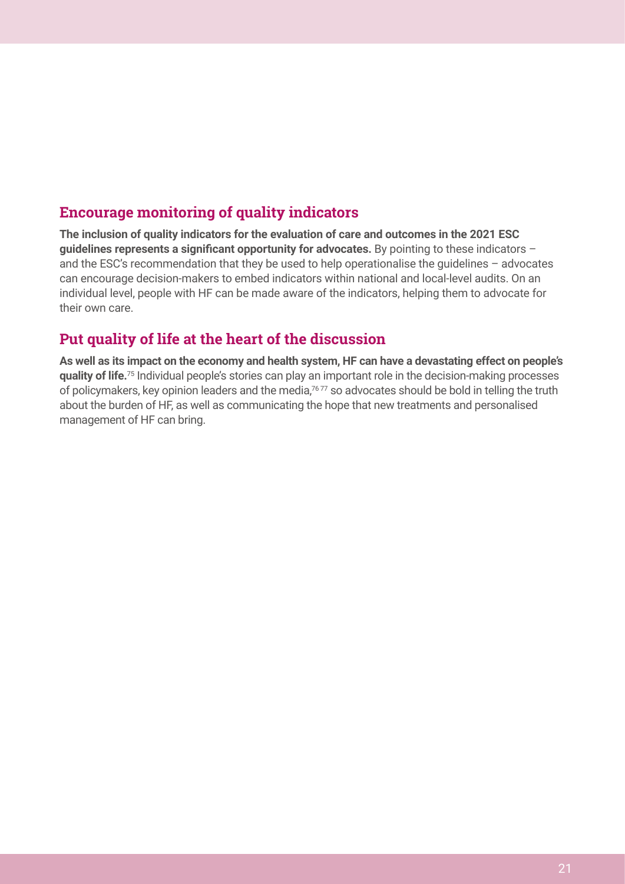## Encourage monitoring of quality indicators

**The inclusion of quality indicators for the evaluation of care and outcomes in the 2021 ESC guidelines represents a significant opportunity for advocates.** By pointing to these indicators – and the ESC's recommendation that they be used to help operationalise the guidelines – advocates can encourage decision-makers to embed indicators within national and local-level audits. On an individual level, people with HF can be made aware of the indicators, helping them to advocate for their own care.

## Put quality of life at the heart of the discussion

**As well as its impact on the economy and health system, HF can have a devastating effect on people's quality of life.**[75] Individual people's stories can play an important role in the decision-making processes of policymakers, key opinion leaders and the media,[76 77] so advocates should be bold in telling the truth about the burden of HF, as well as communicating the hope that new treatments and personalised management of HF can bring.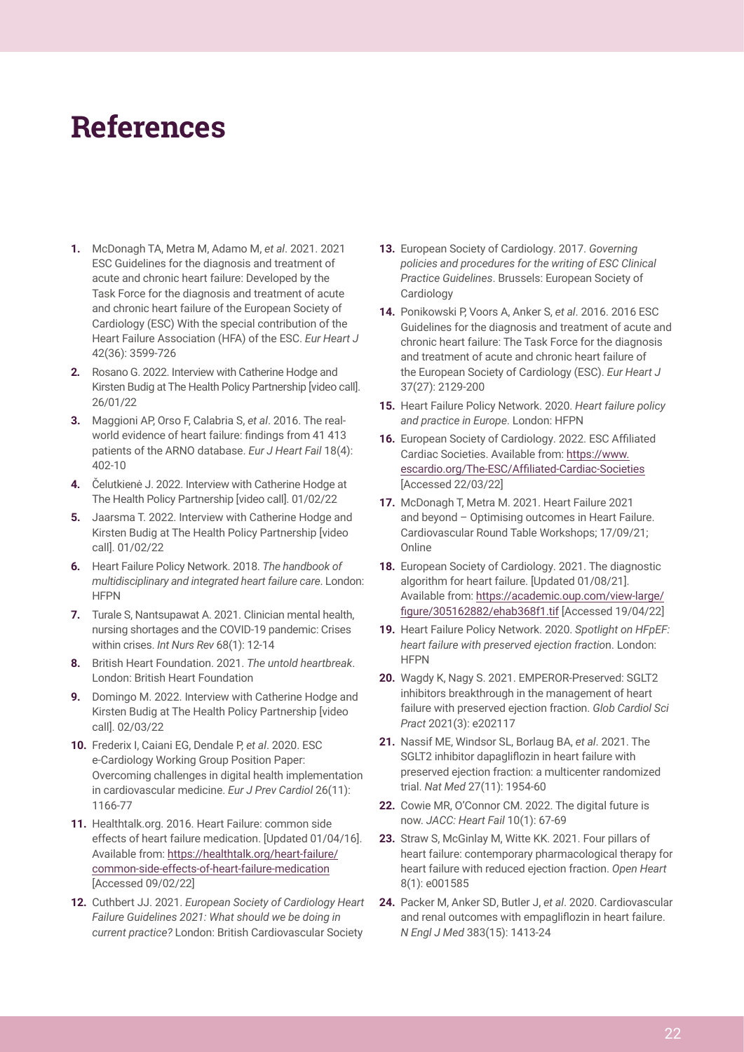# References

1. McDonagh TA, Metra M, Adamo M, *et al*. 2021. 2021 ESC Guidelines for the diagnosis and treatment of acute and chronic heart failure: Developed by the Task Force for the diagnosis and treatment of acute and chronic heart failure of the European Society of Cardiology (ESC) With the special contribution of the Heart Failure Association (HFA) of the ESC. *Eur Heart J* 42(36): 3599-726
2. Rosano G. 2022. Interview with Catherine Hodge and Kirsten Budig at The Health Policy Partnership [video call]. 26/01/22
3. Maggioni AP, Orso F, Calabria S, *et al*. 2016. The real-world evidence of heart failure: findings from 41 413 patients of the ARNO database. *Eur J Heart Fail* 18(4): 402-10
4. Čelutkienė J. 2022. Interview with Catherine Hodge at The Health Policy Partnership [video call]. 01/02/22
5. Jaarsma T. 2022. Interview with Catherine Hodge and Kirsten Budig at The Health Policy Partnership [video call]. 01/02/22
6. Heart Failure Policy Network. 2018. *The handbook of multidisciplinary and integrated heart failure care*. London: HFPN
7. Turale S, Nantsupawat A. 2021. Clinician mental health, nursing shortages and the COVID-19 pandemic: Crises within crises. *Int Nurs Rev* 68(1): 12-14
8. British Heart Foundation. 2021. *The untold heartbreak*. London: British Heart Foundation
9. Domingo M. 2022. Interview with Catherine Hodge and Kirsten Budig at The Health Policy Partnership [video call]. 02/03/22
10. Frederix I, Caiani EG, Dendale P, *et al*. 2020. ESC e-Cardiology Working Group Position Paper: Overcoming challenges in digital health implementation in cardiovascular medicine. *Eur J Prev Cardiol* 26(11): 1166-77
11. Healthtalk.org. 2016. Heart Failure: common side effects of heart failure medication. [Updated 01/04/16]. Available from: https://healthtalk.org/heart-failure/common-side-effects-of-heart-failure-medication [Accessed 09/02/22]
12. Cuthbert JJ. 2021. *European Society of Cardiology Heart Failure Guidelines 2021: What should we be doing in current practice?* London: British Cardiovascular Society
13. European Society of Cardiology. 2017. *Governing policies and procedures for the writing of ESC Clinical Practice Guidelines*. Brussels: European Society of Cardiology
14. Ponikowski P, Voors A, Anker S, *et al*. 2016. 2016 ESC Guidelines for the diagnosis and treatment of acute and chronic heart failure: The Task Force for the diagnosis and treatment of acute and chronic heart failure of the European Society of Cardiology (ESC). *Eur Heart J* 37(27): 2129-200
15. Heart Failure Policy Network. 2020. *Heart failure policy and practice in Europe*. London: HFPN
16. European Society of Cardiology. 2022. ESC Affiliated Cardiac Societies. Available from: https://www.escardio.org/The-ESC/Affiliated-Cardiac-Societies [Accessed 22/03/22]
17. McDonagh T, Metra M. 2021. Heart Failure 2021 and beyond – Optimising outcomes in Heart Failure. Cardiovascular Round Table Workshops; 17/09/21; Online
18. European Society of Cardiology. 2021. The diagnostic algorithm for heart failure. [Updated 01/08/21]. Available from: https://academic.oup.com/view-large/figure/305162882/ehab368f1.tif [Accessed 19/04/22]
19. Heart Failure Policy Network. 2020. *Spotlight on HFpEF: heart failure with preserved ejection fraction*. London: HFPN
20. Wagdy K, Nagy S. 2021. EMPEROR-Preserved: SGLT2 inhibitors breakthrough in the management of heart failure with preserved ejection fraction. *Glob Cardiol Sci Pract* 2021(3): e202117
21. Nassif ME, Windsor SL, Borlaug BA, *et al*. 2021. The SGLT2 inhibitor dapagliflozin in heart failure with preserved ejection fraction: a multicenter randomized trial. *Nat Med* 27(11): 1954-60
22. Cowie MR, O'Connor CM. 2022. The digital future is now. *JACC: Heart Fail* 10(1): 67-69
23. Straw S, McGinlay M, Witte KK. 2021. Four pillars of heart failure: contemporary pharmacological therapy for heart failure with reduced ejection fraction. *Open Heart* 8(1): e001585
24. Packer M, Anker SD, Butler J, *et al*. 2020. Cardiovascular and renal outcomes with empagliflozin in heart failure. *N Engl J Med* 383(15): 1413-24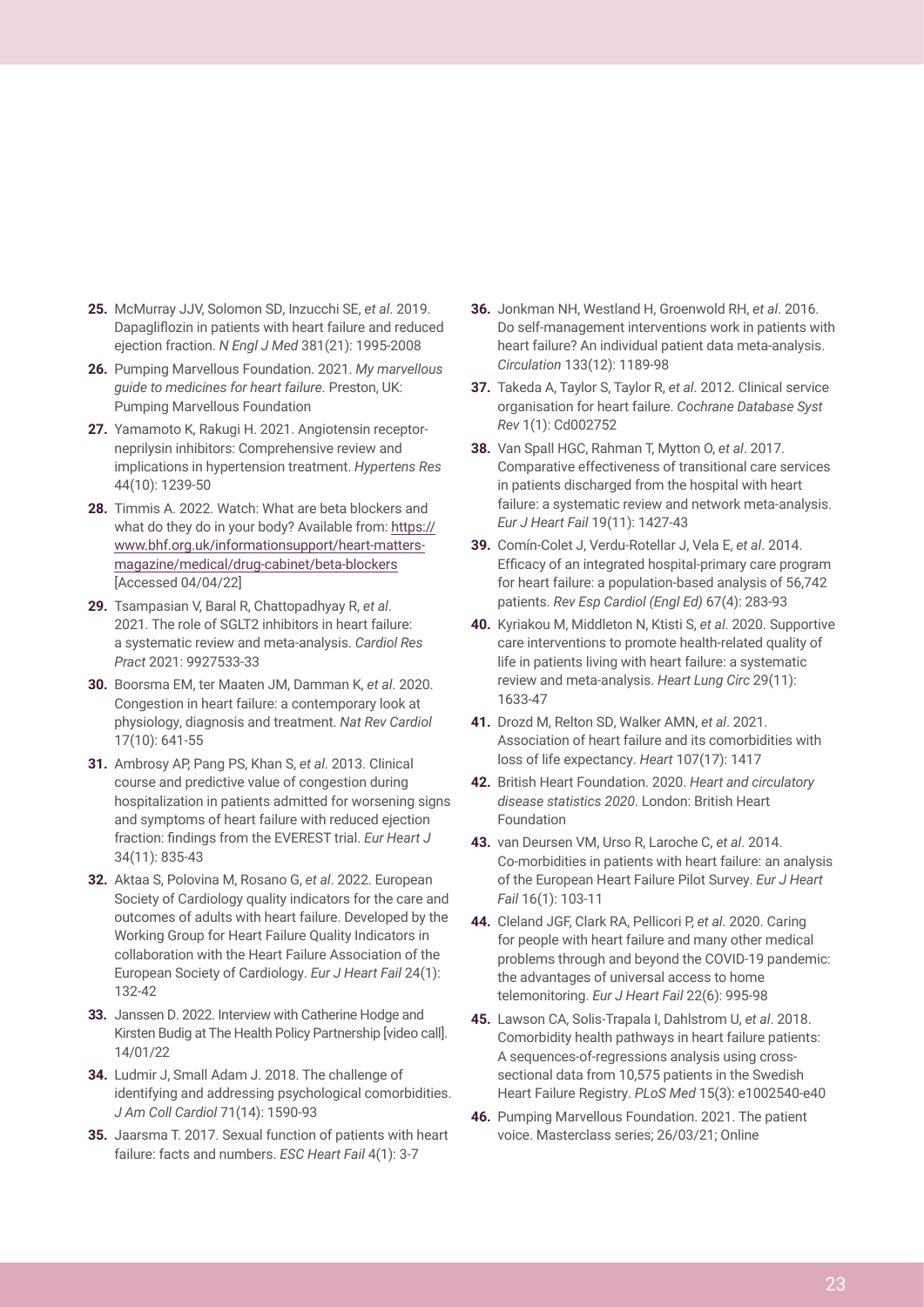**25.** McMurray JJV, Solomon SD, Inzucchi SE, *et al*. 2019. Dapagliflozin in patients with heart failure and reduced ejection fraction. *N Engl J Med* 381(21): 1995-2008

**26.** Pumping Marvellous Foundation. 2021. *My marvellous guide to medicines for heart failure*. Preston, UK: Pumping Marvellous Foundation

**27.** Yamamoto K, Rakugi H. 2021. Angiotensin receptor-neprilysin inhibitors: Comprehensive review and implications in hypertension treatment. *Hypertens Res* 44(10): 1239-50

**28.** Timmis A. 2022. Watch: What are beta blockers and what do they do in your body? Available from: https://www.bhf.org.uk/informationsupport/heart-matters-magazine/medical/drug-cabinet/beta-blockers [Accessed 04/04/22]

**29.** Tsampasian V, Baral R, Chattopadhyay R, *et al*. 2021. The role of SGLT2 inhibitors in heart failure: a systematic review and meta-analysis. *Cardiol Res Pract* 2021: 9927533-33

**30.** Boorsma EM, ter Maaten JM, Damman K, *et al*. 2020. Congestion in heart failure: a contemporary look at physiology, diagnosis and treatment. *Nat Rev Cardiol* 17(10): 641-55

**31.** Ambrosy AP, Pang PS, Khan S, *et al*. 2013. Clinical course and predictive value of congestion during hospitalization in patients admitted for worsening signs and symptoms of heart failure with reduced ejection fraction: findings from the EVEREST trial. *Eur Heart J* 34(11): 835-43

**32.** Aktaa S, Polovina M, Rosano G, *et al*. 2022. European Society of Cardiology quality indicators for the care and outcomes of adults with heart failure. Developed by the Working Group for Heart Failure Quality Indicators in collaboration with the Heart Failure Association of the European Society of Cardiology. *Eur J Heart Fail* 24(1): 132-42

**33.** Janssen D. 2022. Interview with Catherine Hodge and Kirsten Budig at The Health Policy Partnership [video call]. 14/01/22

**34.** Ludmir J, Small Adam J. 2018. The challenge of identifying and addressing psychological comorbidities. *J Am Coll Cardiol* 71(14): 1590-93

**35.** Jaarsma T. 2017. Sexual function of patients with heart failure: facts and numbers. *ESC Heart Fail* 4(1): 3-7

**36.** Jonkman NH, Westland H, Groenwold RH, *et al*. 2016. Do self-management interventions work in patients with heart failure? An individual patient data meta-analysis. *Circulation* 133(12): 1189-98

**37.** Takeda A, Taylor S, Taylor R, *et al*. 2012. Clinical service organisation for heart failure. *Cochrane Database Syst Rev* 1(1): Cd002752

**38.** Van Spall HGC, Rahman T, Mytton O, *et al*. 2017. Comparative effectiveness of transitional care services in patients discharged from the hospital with heart failure: a systematic review and network meta-analysis. *Eur J Heart Fail* 19(11): 1427-43

**39.** Comín-Colet J, Verdu-Rotellar J, Vela E, *et al*. 2014. Efficacy of an integrated hospital-primary care program for heart failure: a population-based analysis of 56,742 patients. *Rev Esp Cardiol (Engl Ed)* 67(4): 283-93

**40.** Kyriakou M, Middleton N, Ktisti S, *et al*. 2020. Supportive care interventions to promote health-related quality of life in patients living with heart failure: a systematic review and meta-analysis. *Heart Lung Circ* 29(11): 1633-47

**41.** Drozd M, Relton SD, Walker AMN, *et al*. 2021. Association of heart failure and its comorbidities with loss of life expectancy. *Heart* 107(17): 1417

**42.** British Heart Foundation. 2020. *Heart and circulatory disease statistics 2020*. London: British Heart Foundation

**43.** van Deursen VM, Urso R, Laroche C, *et al*. 2014. Co-morbidities in patients with heart failure: an analysis of the European Heart Failure Pilot Survey. *Eur J Heart Fail* 16(1): 103-11

**44.** Cleland JGF, Clark RA, Pellicori P, *et al*. 2020. Caring for people with heart failure and many other medical problems through and beyond the COVID-19 pandemic: the advantages of universal access to home telemonitoring. *Eur J Heart Fail* 22(6): 995-98

**45.** Lawson CA, Solis-Trapala I, Dahlstrom U, *et al*. 2018. Comorbidity health pathways in heart failure patients: A sequences-of-regressions analysis using cross-sectional data from 10,575 patients in the Swedish Heart Failure Registry. *PLoS Med* 15(3): e1002540-e40

**46.** Pumping Marvellous Foundation. 2021. The patient voice. Masterclass series; 26/03/21; Online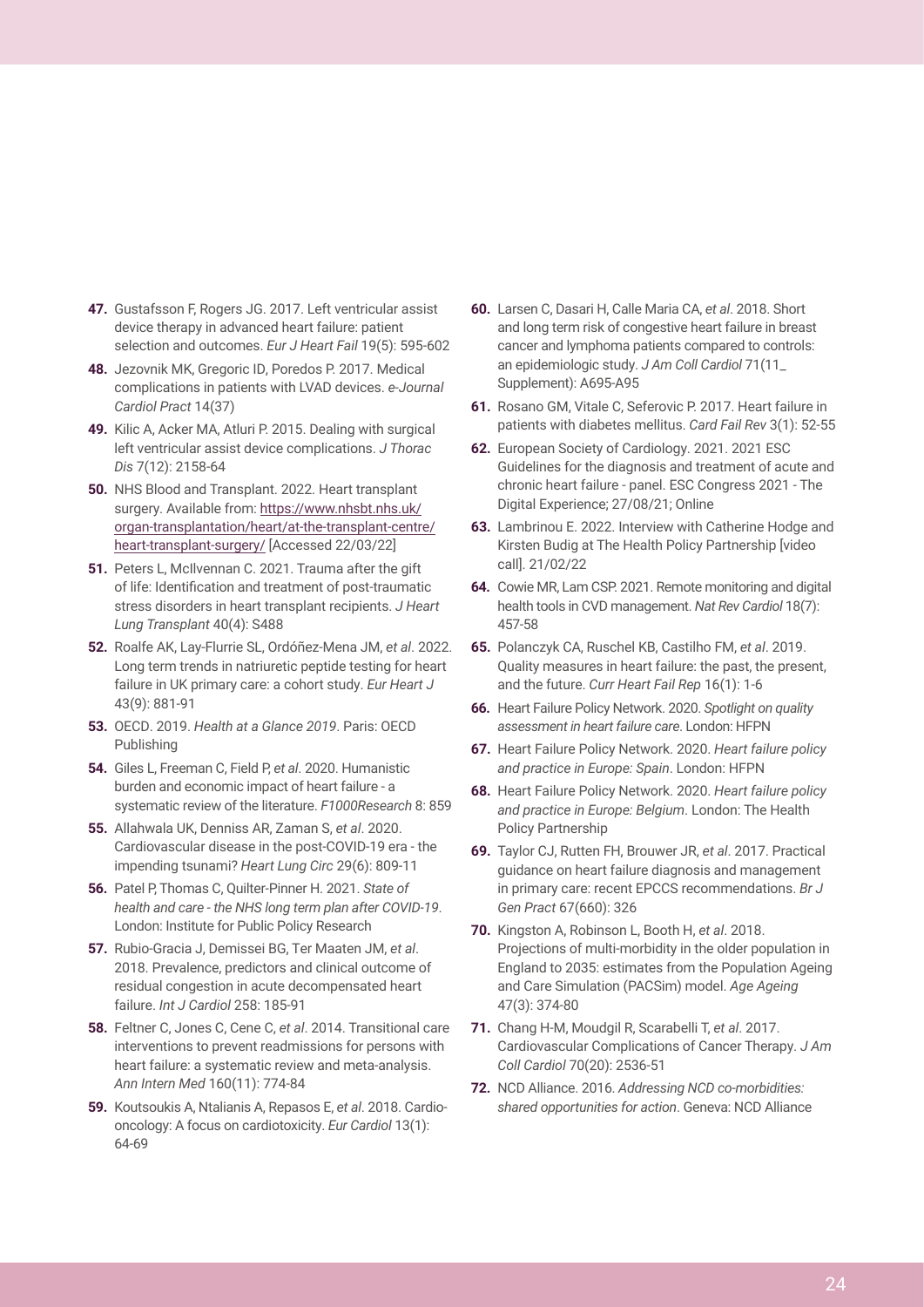**47.** Gustafsson F, Rogers JG. 2017. Left ventricular assist device therapy in advanced heart failure: patient selection and outcomes. *Eur J Heart Fail* 19(5): 595-602

**48.** Jezovnik MK, Gregoric ID, Poredos P. 2017. Medical complications in patients with LVAD devices. *e-Journal Cardiol Pract* 14(37)

**49.** Kilic A, Acker MA, Atluri P. 2015. Dealing with surgical left ventricular assist device complications. *J Thorac Dis* 7(12): 2158-64

**50.** NHS Blood and Transplant. 2022. Heart transplant surgery. Available from: https://www.nhsbt.nhs.uk/organ-transplantation/heart/at-the-transplant-centre/heart-transplant-surgery/ [Accessed 22/03/22]

**51.** Peters L, McIlvennan C. 2021. Trauma after the gift of life: Identification and treatment of post-traumatic stress disorders in heart transplant recipients. *J Heart Lung Transplant* 40(4): S488

**52.** Roalfe AK, Lay-Flurrie SL, Ordóñez-Mena JM, *et al*. 2022. Long term trends in natriuretic peptide testing for heart failure in UK primary care: a cohort study. *Eur Heart J* 43(9): 881-91

**53.** OECD. 2019. *Health at a Glance 2019*. Paris: OECD Publishing

**54.** Giles L, Freeman C, Field P, *et al*. 2020. Humanistic burden and economic impact of heart failure - a systematic review of the literature. *F1000Research* 8: 859

**55.** Allahwala UK, Denniss AR, Zaman S, *et al*. 2020. Cardiovascular disease in the post-COVID-19 era - the impending tsunami? *Heart Lung Circ* 29(6): 809-11

**56.** Patel P, Thomas C, Quilter-Pinner H. 2021. *State of health and care - the NHS long term plan after COVID-19*. London: Institute for Public Policy Research

**57.** Rubio-Gracia J, Demissei BG, Ter Maaten JM, *et al*. 2018. Prevalence, predictors and clinical outcome of residual congestion in acute decompensated heart failure. *Int J Cardiol* 258: 185-91

**58.** Feltner C, Jones C, Cene C, *et al*. 2014. Transitional care interventions to prevent readmissions for persons with heart failure: a systematic review and meta-analysis. *Ann Intern Med* 160(11): 774-84

**59.** Koutsoukis A, Ntalianis A, Repasos E, *et al*. 2018. Cardio-oncology: A focus on cardiotoxicity. *Eur Cardiol* 13(1): 64-69

**60.** Larsen C, Dasari H, Calle Maria CA, *et al*. 2018. Short and long term risk of congestive heart failure in breast cancer and lymphoma patients compared to controls: an epidemiologic study. *J Am Coll Cardiol* 71(11_Supplement): A695-A95

**61.** Rosano GM, Vitale C, Seferovic P. 2017. Heart failure in patients with diabetes mellitus. *Card Fail Rev* 3(1): 52-55

**62.** European Society of Cardiology. 2021. 2021 ESC Guidelines for the diagnosis and treatment of acute and chronic heart failure - panel. ESC Congress 2021 - The Digital Experience; 27/08/21; Online

**63.** Lambrinou E. 2022. Interview with Catherine Hodge and Kirsten Budig at The Health Policy Partnership [video call]. 21/02/22

**64.** Cowie MR, Lam CSP. 2021. Remote monitoring and digital health tools in CVD management. *Nat Rev Cardiol* 18(7): 457-58

**65.** Polanczyk CA, Ruschel KB, Castilho FM, *et al*. 2019. Quality measures in heart failure: the past, the present, and the future. *Curr Heart Fail Rep* 16(1): 1-6

**66.** Heart Failure Policy Network. 2020. *Spotlight on quality assessment in heart failure care*. London: HFPN

**67.** Heart Failure Policy Network. 2020. *Heart failure policy and practice in Europe: Spain*. London: HFPN

**68.** Heart Failure Policy Network. 2020. *Heart failure policy and practice in Europe: Belgium*. London: The Health Policy Partnership

**69.** Taylor CJ, Rutten FH, Brouwer JR, *et al*. 2017. Practical guidance on heart failure diagnosis and management in primary care: recent EPCCS recommendations. *Br J Gen Pract* 67(660): 326

**70.** Kingston A, Robinson L, Booth H, *et al*. 2018. Projections of multi-morbidity in the older population in England to 2035: estimates from the Population Ageing and Care Simulation (PACSim) model. *Age Ageing* 47(3): 374-80

**71.** Chang H-M, Moudgil R, Scarabelli T, *et al*. 2017. Cardiovascular Complications of Cancer Therapy. *J Am Coll Cardiol* 70(20): 2536-51

**72.** NCD Alliance. 2016. *Addressing NCD co-morbidities: shared opportunities for action*. Geneva: NCD Alliance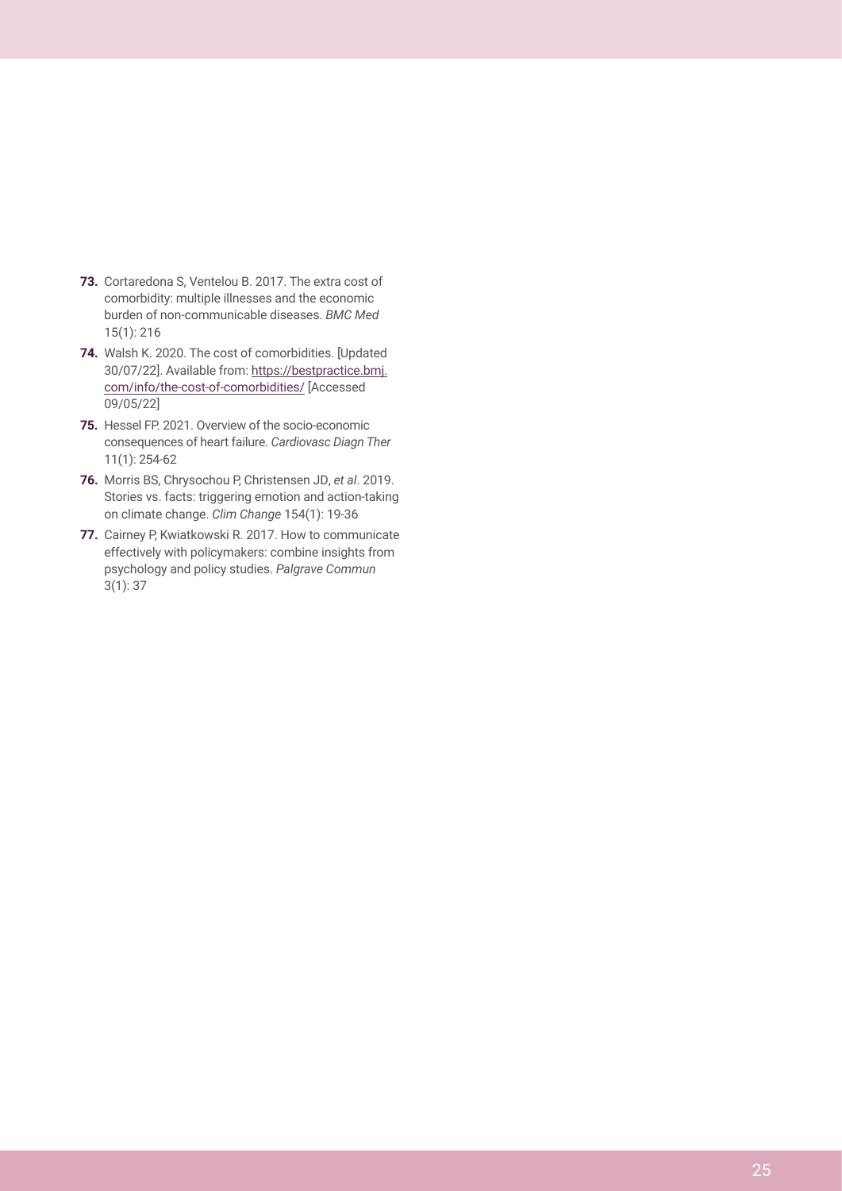**73.** Cortaredona S, Ventelou B. 2017. The extra cost of comorbidity: multiple illnesses and the economic burden of non-communicable diseases. *BMC Med* 15(1): 216

**74.** Walsh K. 2020. The cost of comorbidities. [Updated 30/07/22]. Available from: [https://bestpractice.bmj.com/info/the-cost-of-comorbidities/](https://bestpractice.bmj.com/info/the-cost-of-comorbidities/) [Accessed 09/05/22]

**75.** Hessel FP. 2021. Overview of the socio-economic consequences of heart failure. *Cardiovasc Diagn Ther* 11(1): 254-62

**76.** Morris BS, Chrysochou P, Christensen JD, *et al*. 2019. Stories vs. facts: triggering emotion and action-taking on climate change. *Clim Change* 154(1): 19-36

**77.** Cairney P, Kwiatkowski R. 2017. How to communicate effectively with policymakers: combine insights from psychology and policy studies. *Palgrave Commun* 3(1): 37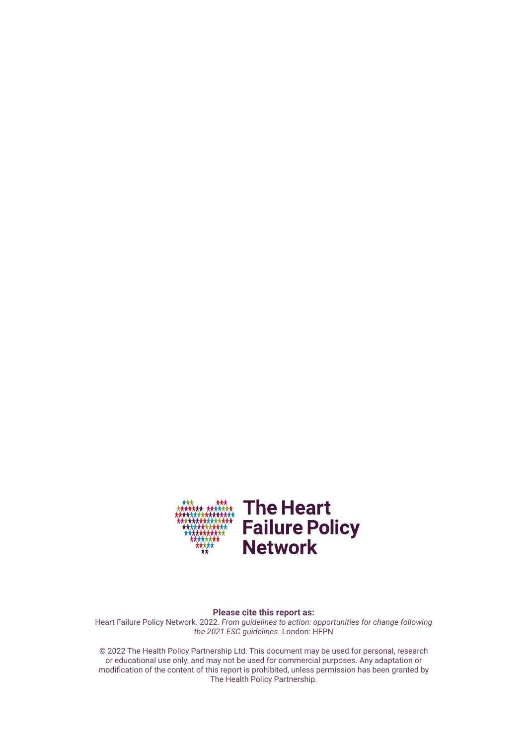The Heart Failure Policy Network

**Please cite this report as:**
Heart Failure Policy Network. 2022. *From guidelines to action: opportunities for change following the 2021 ESC guidelines*. London: HFPN

© 2022 The Health Policy Partnership Ltd. This document may be used for personal, research or educational use only, and may not be used for commercial purposes. Any adaptation or modification of the content of this report is prohibited, unless permission has been granted by The Health Policy Partnership.